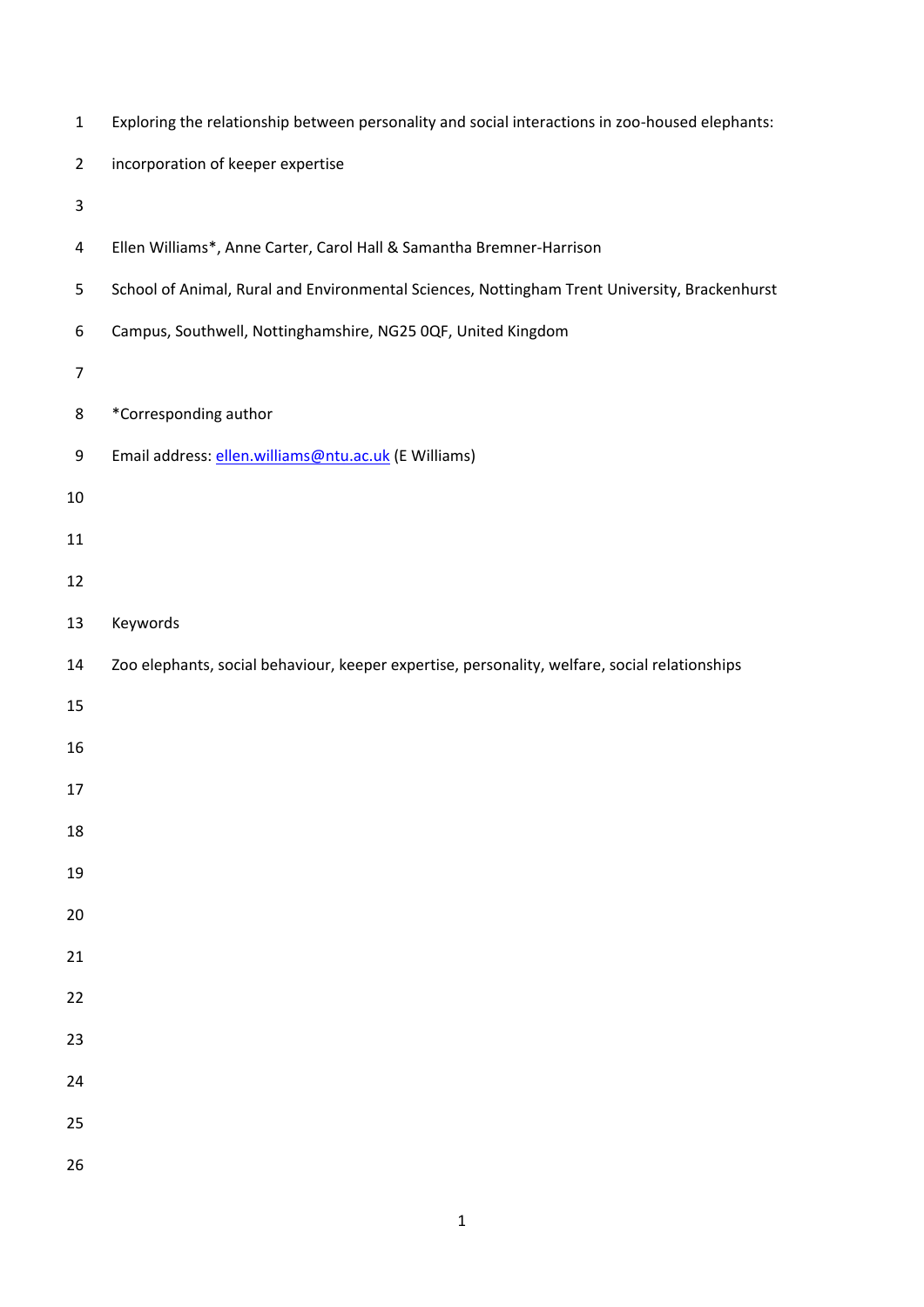# Exploring the relationship between personality and social interactions in zoo-housed elephants: incorporation of keeper expertise

Ellen Williams*, Anne Carter, Carol Hall & Samantha Bremner-Harrison

School of Animal, Rural and Environmental Sciences, Nottingham Trent University, Brackenhurst Campus, Southwell, Nottinghamshire, NG25 0QF, United Kingdom

*Corresponding author

Email address: ellen.williams@ntu.ac.uk (E Williams)

Keywords

Zoo elephants, social behaviour, keeper expertise, personality, welfare, social relationships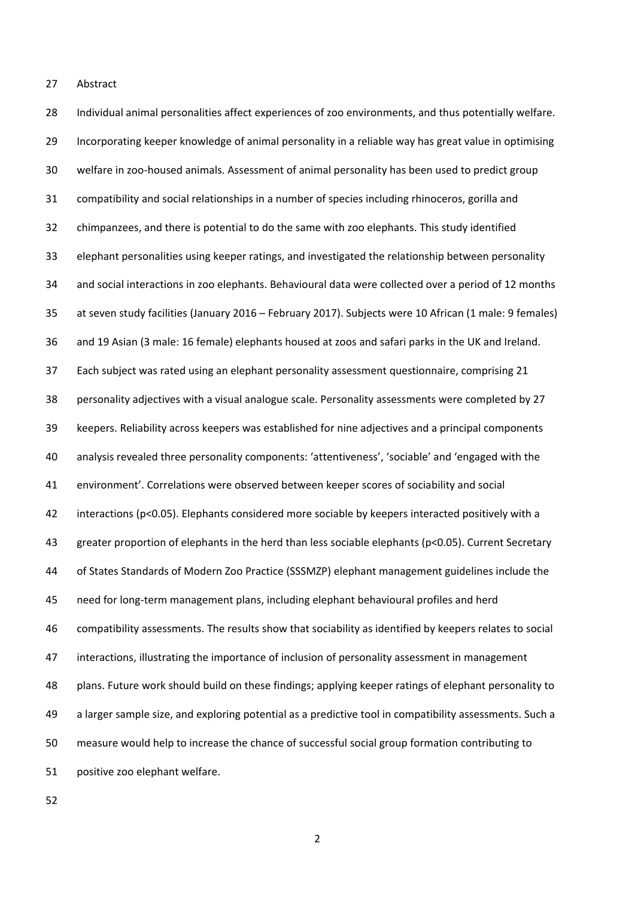## Abstract

Individual animal personalities affect experiences of zoo environments, and thus potentially welfare. Incorporating keeper knowledge of animal personality in a reliable way has great value in optimising welfare in zoo-housed animals. Assessment of animal personality has been used to predict group compatibility and social relationships in a number of species including rhinoceros, gorilla and chimpanzees, and there is potential to do the same with zoo elephants. This study identified elephant personalities using keeper ratings, and investigated the relationship between personality and social interactions in zoo elephants. Behavioural data were collected over a period of 12 months at seven study facilities (January 2016 – February 2017). Subjects were 10 African (1 male: 9 females) and 19 Asian (3 male: 16 female) elephants housed at zoos and safari parks in the UK and Ireland. Each subject was rated using an elephant personality assessment questionnaire, comprising 21 personality adjectives with a visual analogue scale. Personality assessments were completed by 27 keepers. Reliability across keepers was established for nine adjectives and a principal components analysis revealed three personality components: 'attentiveness', 'sociable' and 'engaged with the environment'. Correlations were observed between keeper scores of sociability and social interactions ($p<0.05$). Elephants considered more sociable by keepers interacted positively with a greater proportion of elephants in the herd than less sociable elephants ($p<0.05$). Current Secretary of States Standards of Modern Zoo Practice (SSSMZP) elephant management guidelines include the need for long-term management plans, including elephant behavioural profiles and herd compatibility assessments. The results show that sociability as identified by keepers relates to social interactions, illustrating the importance of inclusion of personality assessment in management plans. Future work should build on these findings; applying keeper ratings of elephant personality to a larger sample size, and exploring potential as a predictive tool in compatibility assessments. Such a measure would help to increase the chance of successful social group formation contributing to positive zoo elephant welfare.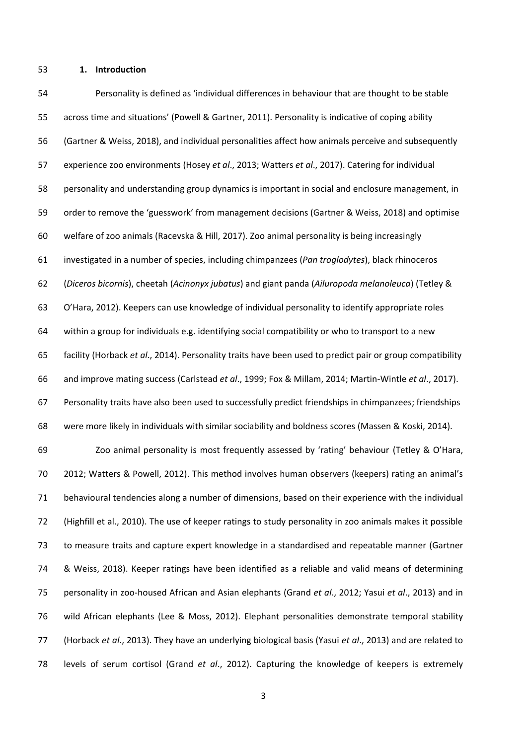## 1. Introduction

Personality is defined as 'individual differences in behaviour that are thought to be stable across time and situations' (Powell & Gartner, 2011). Personality is indicative of coping ability (Gartner & Weiss, 2018), and individual personalities affect how animals perceive and subsequently experience zoo environments (Hosey *et al*., 2013; Watters *et al*., 2017). Catering for individual personality and understanding group dynamics is important in social and enclosure management, in order to remove the 'guesswork' from management decisions (Gartner & Weiss, 2018) and optimise welfare of zoo animals (Racevska & Hill, 2017). Zoo animal personality is being increasingly investigated in a number of species, including chimpanzees (*Pan troglodytes*), black rhinoceros (*Diceros bicornis*), cheetah (*Acinonyx jubatus*) and giant panda (*Ailuropoda melanoleuca*) (Tetley & O'Hara, 2012). Keepers can use knowledge of individual personality to identify appropriate roles within a group for individuals e.g. identifying social compatibility or who to transport to a new facility (Horback *et al*., 2014). Personality traits have been used to predict pair or group compatibility and improve mating success (Carlstead *et al*., 1999; Fox & Millam, 2014; Martin-Wintle *et al*., 2017). Personality traits have also been used to successfully predict friendships in chimpanzees; friendships were more likely in individuals with similar sociability and boldness scores (Massen & Koski, 2014).

Zoo animal personality is most frequently assessed by 'rating' behaviour (Tetley & O'Hara, 2012; Watters & Powell, 2012). This method involves human observers (keepers) rating an animal's behavioural tendencies along a number of dimensions, based on their experience with the individual (Highfill et al., 2010). The use of keeper ratings to study personality in zoo animals makes it possible to measure traits and capture expert knowledge in a standardised and repeatable manner (Gartner & Weiss, 2018). Keeper ratings have been identified as a reliable and valid means of determining personality in zoo-housed African and Asian elephants (Grand *et al*., 2012; Yasui *et al*., 2013) and in wild African elephants (Lee & Moss, 2012). Elephant personalities demonstrate temporal stability (Horback *et al*., 2013). They have an underlying biological basis (Yasui *et al*., 2013) and are related to levels of serum cortisol (Grand *et al*., 2012). Capturing the knowledge of keepers is extremely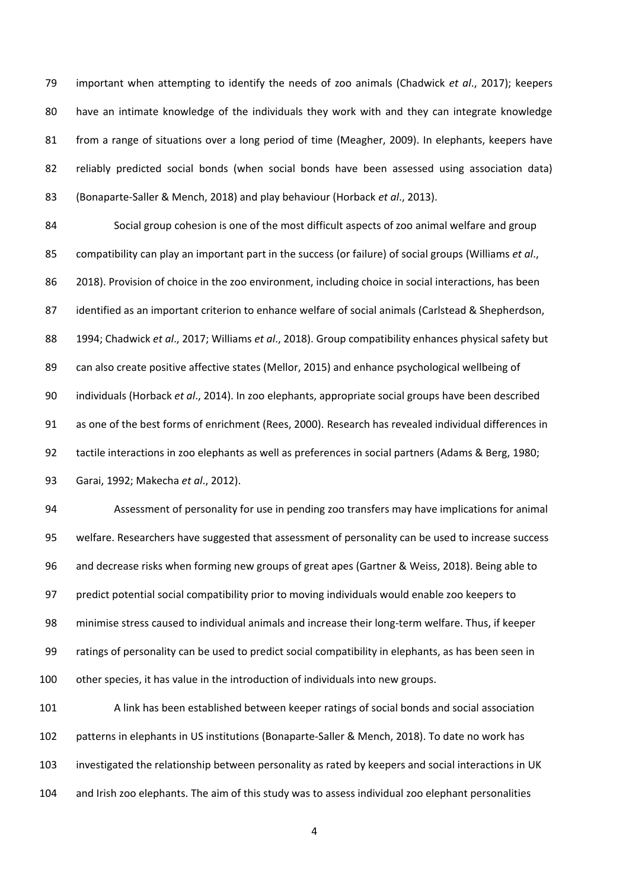important when attempting to identify the needs of zoo animals (Chadwick *et al*., 2017); keepers have an intimate knowledge of the individuals they work with and they can integrate knowledge from a range of situations over a long period of time (Meagher, 2009). In elephants, keepers have reliably predicted social bonds (when social bonds have been assessed using association data) (Bonaparte-Saller & Mench, 2018) and play behaviour (Horback *et al*., 2013).

Social group cohesion is one of the most difficult aspects of zoo animal welfare and group compatibility can play an important part in the success (or failure) of social groups (Williams *et al*., 2018). Provision of choice in the zoo environment, including choice in social interactions, has been identified as an important criterion to enhance welfare of social animals (Carlstead & Shepherdson, 1994; Chadwick *et al*., 2017; Williams *et al*., 2018). Group compatibility enhances physical safety but can also create positive affective states (Mellor, 2015) and enhance psychological wellbeing of individuals (Horback *et al*., 2014). In zoo elephants, appropriate social groups have been described as one of the best forms of enrichment (Rees, 2000). Research has revealed individual differences in tactile interactions in zoo elephants as well as preferences in social partners (Adams & Berg, 1980; Garai, 1992; Makecha *et al*., 2012).

Assessment of personality for use in pending zoo transfers may have implications for animal welfare. Researchers have suggested that assessment of personality can be used to increase success and decrease risks when forming new groups of great apes (Gartner & Weiss, 2018). Being able to predict potential social compatibility prior to moving individuals would enable zoo keepers to minimise stress caused to individual animals and increase their long-term welfare. Thus, if keeper ratings of personality can be used to predict social compatibility in elephants, as has been seen in other species, it has value in the introduction of individuals into new groups.

A link has been established between keeper ratings of social bonds and social association patterns in elephants in US institutions (Bonaparte-Saller & Mench, 2018). To date no work has investigated the relationship between personality as rated by keepers and social interactions in UK and Irish zoo elephants. The aim of this study was to assess individual zoo elephant personalities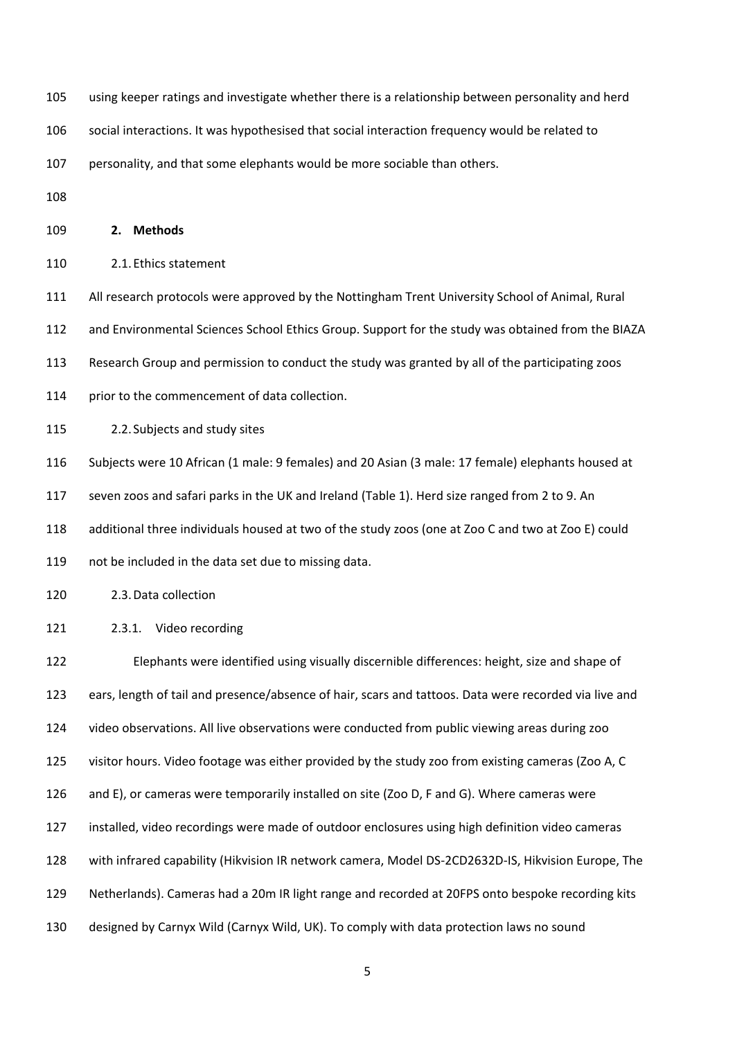using keeper ratings and investigate whether there is a relationship between personality and herd social interactions. It was hypothesised that social interaction frequency would be related to personality, and that some elephants would be more sociable than others.

## 2. Methods

### 2.1. Ethics statement

All research protocols were approved by the Nottingham Trent University School of Animal, Rural and Environmental Sciences School Ethics Group. Support for the study was obtained from the BIAZA Research Group and permission to conduct the study was granted by all of the participating zoos prior to the commencement of data collection.

### 2.2. Subjects and study sites

Subjects were 10 African (1 male: 9 females) and 20 Asian (3 male: 17 female) elephants housed at seven zoos and safari parks in the UK and Ireland (Table 1). Herd size ranged from 2 to 9. An additional three individuals housed at two of the study zoos (one at Zoo C and two at Zoo E) could not be included in the data set due to missing data.

### 2.3. Data collection

#### 2.3.1. Video recording

Elephants were identified using visually discernible differences: height, size and shape of ears, length of tail and presence/absence of hair, scars and tattoos. Data were recorded via live and video observations. All live observations were conducted from public viewing areas during zoo visitor hours. Video footage was either provided by the study zoo from existing cameras (Zoo A, C and E), or cameras were temporarily installed on site (Zoo D, F and G). Where cameras were installed, video recordings were made of outdoor enclosures using high definition video cameras with infrared capability (Hikvision IR network camera, Model DS-2CD2632D-IS, Hikvision Europe, The Netherlands). Cameras had a 20m IR light range and recorded at 20FPS onto bespoke recording kits designed by Carnyx Wild (Carnyx Wild, UK). To comply with data protection laws no sound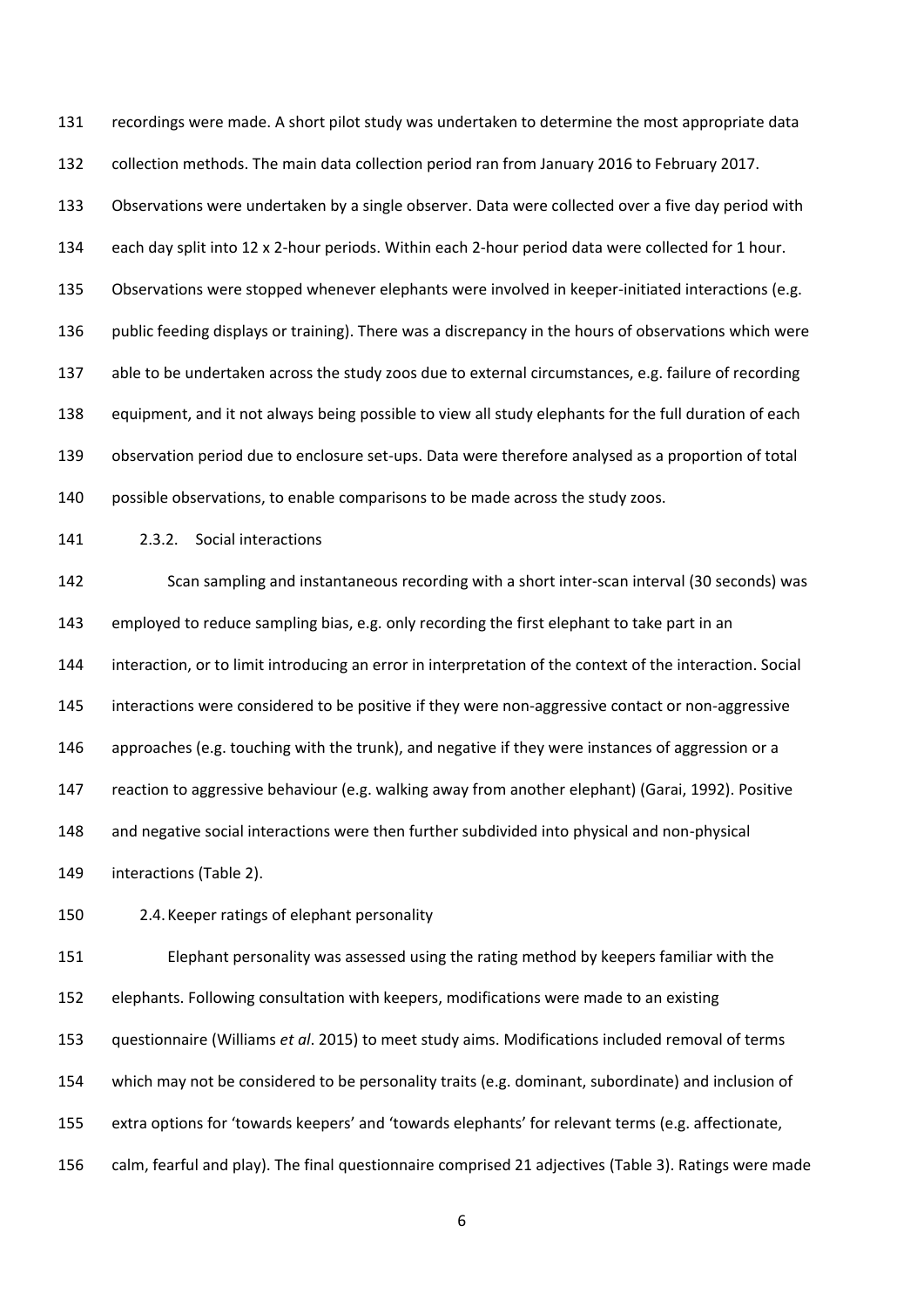recordings were made. A short pilot study was undertaken to determine the most appropriate data collection methods. The main data collection period ran from January 2016 to February 2017. Observations were undertaken by a single observer. Data were collected over a five day period with each day split into 12 x 2-hour periods. Within each 2-hour period data were collected for 1 hour. Observations were stopped whenever elephants were involved in keeper-initiated interactions (e.g. public feeding displays or training). There was a discrepancy in the hours of observations which were able to be undertaken across the study zoos due to external circumstances, e.g. failure of recording equipment, and it not always being possible to view all study elephants for the full duration of each observation period due to enclosure set-ups. Data were therefore analysed as a proportion of total possible observations, to enable comparisons to be made across the study zoos.

### 2.3.2. Social interactions

Scan sampling and instantaneous recording with a short inter-scan interval (30 seconds) was employed to reduce sampling bias, e.g. only recording the first elephant to take part in an interaction, or to limit introducing an error in interpretation of the context of the interaction. Social interactions were considered to be positive if they were non-aggressive contact or non-aggressive approaches (e.g. touching with the trunk), and negative if they were instances of aggression or a reaction to aggressive behaviour (e.g. walking away from another elephant) (Garai, 1992). Positive and negative social interactions were then further subdivided into physical and non-physical interactions (Table 2).

## 2.4. Keeper ratings of elephant personality

Elephant personality was assessed using the rating method by keepers familiar with the elephants. Following consultation with keepers, modifications were made to an existing questionnaire (Williams *et al*. 2015) to meet study aims. Modifications included removal of terms which may not be considered to be personality traits (e.g. dominant, subordinate) and inclusion of extra options for 'towards keepers' and 'towards elephants' for relevant terms (e.g. affectionate, calm, fearful and play). The final questionnaire comprised 21 adjectives (Table 3). Ratings were made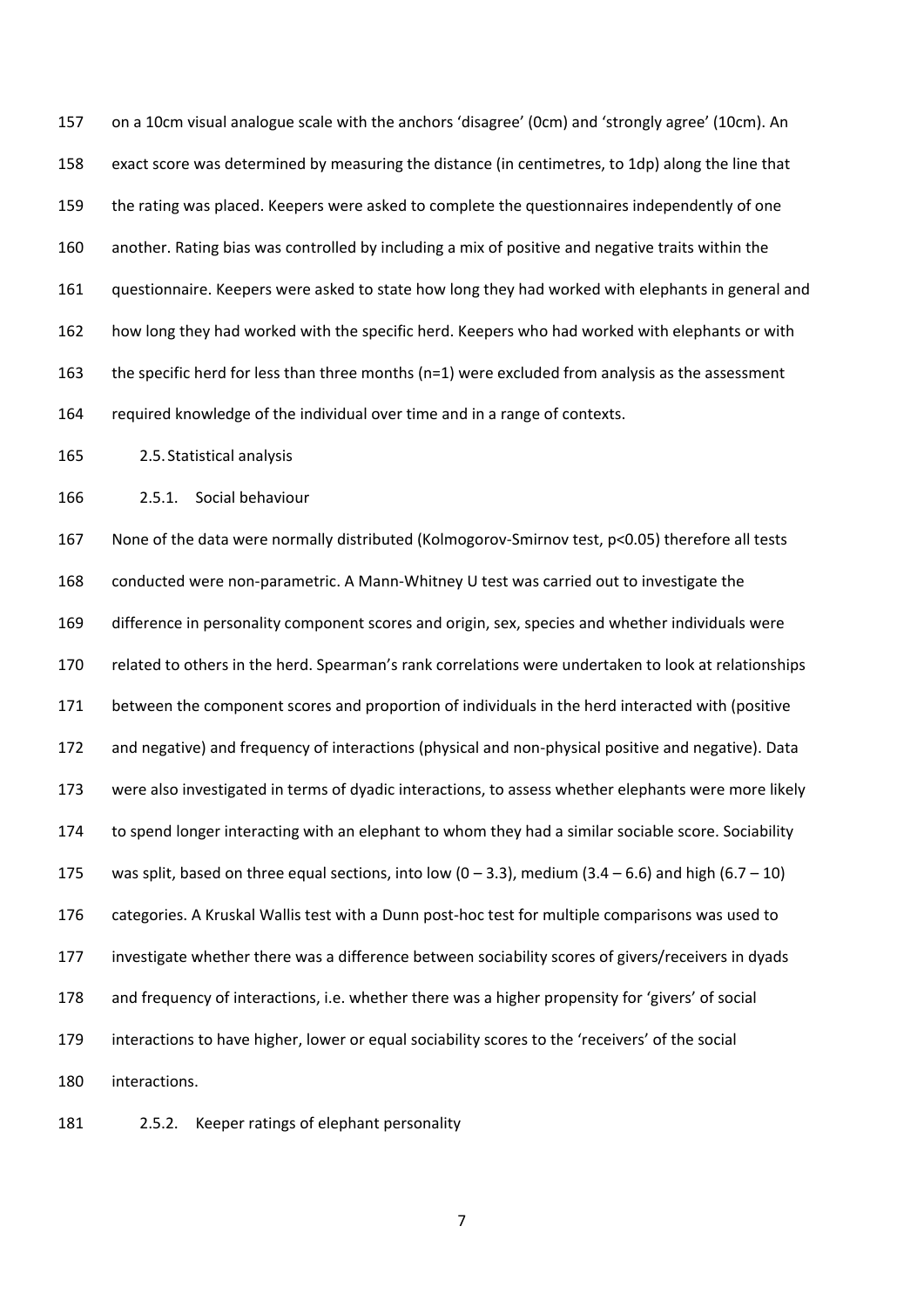on a 10cm visual analogue scale with the anchors 'disagree' (0cm) and 'strongly agree' (10cm). An exact score was determined by measuring the distance (in centimetres, to 1dp) along the line that the rating was placed. Keepers were asked to complete the questionnaires independently of one another. Rating bias was controlled by including a mix of positive and negative traits within the questionnaire. Keepers were asked to state how long they had worked with elephants in general and how long they had worked with the specific herd. Keepers who had worked with elephants or with the specific herd for less than three months (n=1) were excluded from analysis as the assessment required knowledge of the individual over time and in a range of contexts.

## 2.5. Statistical analysis

### 2.5.1. Social behaviour

None of the data were normally distributed (Kolmogorov-Smirnov test, $p<0.05$) therefore all tests conducted were non-parametric. A Mann-Whitney U test was carried out to investigate the difference in personality component scores and origin, sex, species and whether individuals were related to others in the herd. Spearman's rank correlations were undertaken to look at relationships between the component scores and proportion of individuals in the herd interacted with (positive and negative) and frequency of interactions (physical and non-physical positive and negative). Data were also investigated in terms of dyadic interactions, to assess whether elephants were more likely to spend longer interacting with an elephant to whom they had a similar sociable score. Sociability was split, based on three equal sections, into low (0 – 3.3), medium (3.4 – 6.6) and high (6.7 – 10) categories. A Kruskal Wallis test with a Dunn post-hoc test for multiple comparisons was used to investigate whether there was a difference between sociability scores of givers/receivers in dyads and frequency of interactions, i.e. whether there was a higher propensity for 'givers' of social interactions to have higher, lower or equal sociability scores to the 'receivers' of the social interactions.

### 2.5.2. Keeper ratings of elephant personality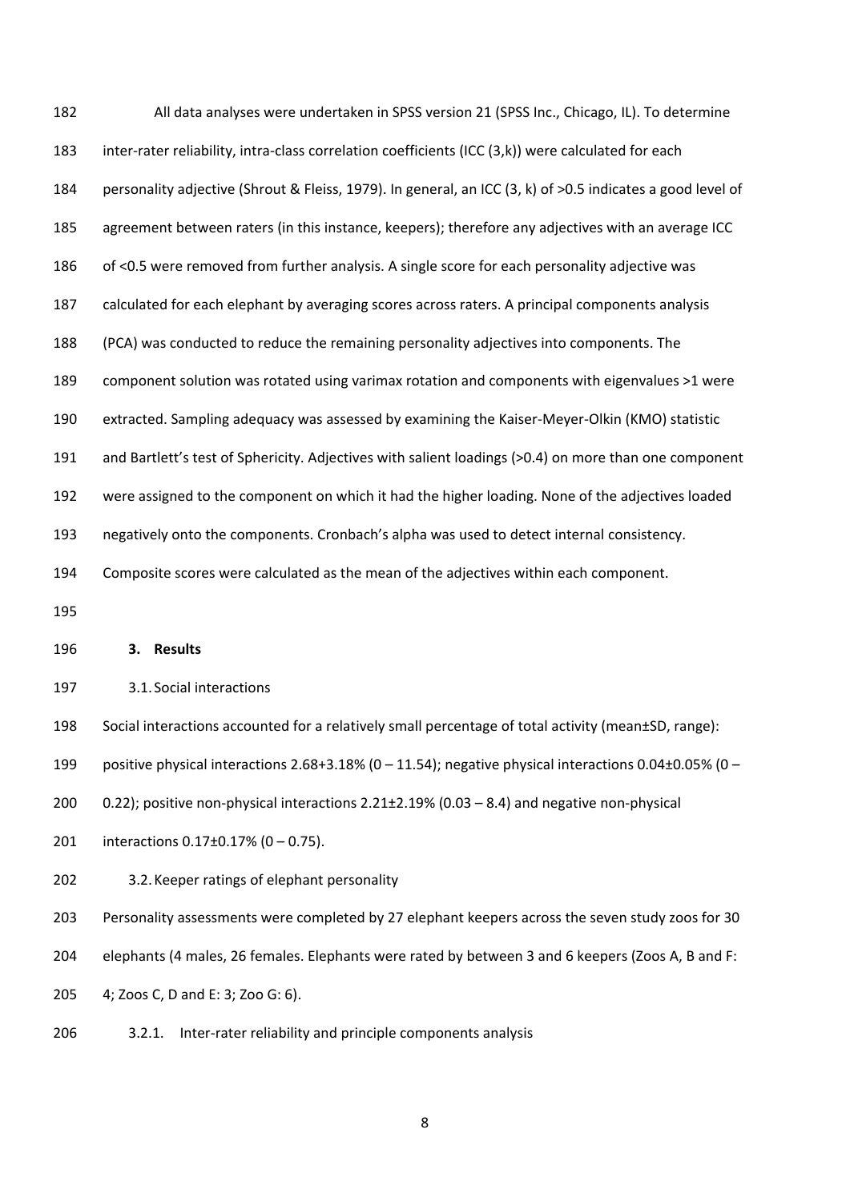All data analyses were undertaken in SPSS version 21 (SPSS Inc., Chicago, IL). To determine inter-rater reliability, intra-class correlation coefficients (ICC (3,k)) were calculated for each personality adjective (Shrout & Fleiss, 1979). In general, an ICC (3, k) of >0.5 indicates a good level of agreement between raters (in this instance, keepers); therefore any adjectives with an average ICC of <0.5 were removed from further analysis. A single score for each personality adjective was calculated for each elephant by averaging scores across raters. A principal components analysis (PCA) was conducted to reduce the remaining personality adjectives into components. The component solution was rotated using varimax rotation and components with eigenvalues >1 were extracted. Sampling adequacy was assessed by examining the Kaiser-Meyer-Olkin (KMO) statistic and Bartlett's test of Sphericity. Adjectives with salient loadings (>0.4) on more than one component were assigned to the component on which it had the higher loading. None of the adjectives loaded negatively onto the components. Cronbach's alpha was used to detect internal consistency. Composite scores were calculated as the mean of the adjectives within each component.

## 3. Results

### 3.1. Social interactions

Social interactions accounted for a relatively small percentage of total activity (mean±SD, range): positive physical interactions 2.68+3.18% (0 – 11.54); negative physical interactions 0.04±0.05% (0 – 0.22); positive non-physical interactions 2.21±2.19% (0.03 – 8.4) and negative non-physical interactions 0.17±0.17% (0 – 0.75).

### 3.2. Keeper ratings of elephant personality

Personality assessments were completed by 27 elephant keepers across the seven study zoos for 30 elephants (4 males, 26 females. Elephants were rated by between 3 and 6 keepers (Zoos A, B and F: 4; Zoos C, D and E: 3; Zoo G: 6).

#### 3.2.1. Inter-rater reliability and principle components analysis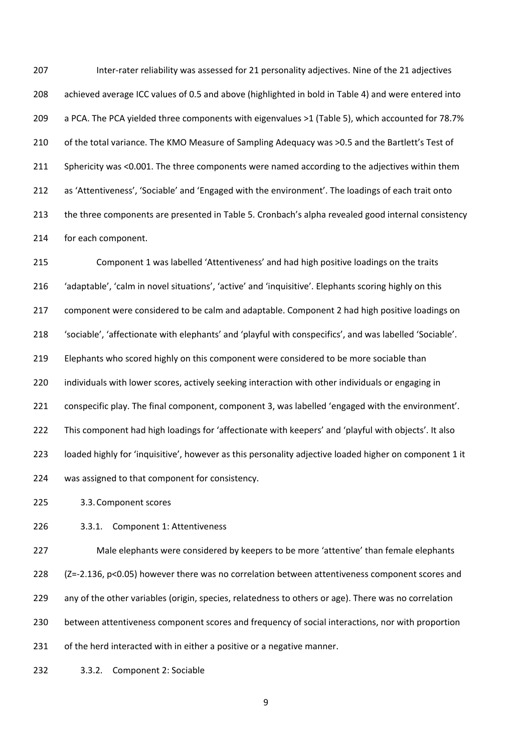Inter-rater reliability was assessed for 21 personality adjectives. Nine of the 21 adjectives achieved average ICC values of 0.5 and above (highlighted in bold in Table 4) and were entered into a PCA. The PCA yielded three components with eigenvalues >1 (Table 5), which accounted for 78.7% of the total variance. The KMO Measure of Sampling Adequacy was >0.5 and the Bartlett's Test of Sphericity was <0.001. The three components were named according to the adjectives within them as 'Attentiveness', 'Sociable' and 'Engaged with the environment'. The loadings of each trait onto the three components are presented in Table 5. Cronbach's alpha revealed good internal consistency for each component.

Component 1 was labelled 'Attentiveness' and had high positive loadings on the traits 'adaptable', 'calm in novel situations', 'active' and 'inquisitive'. Elephants scoring highly on this component were considered to be calm and adaptable. Component 2 had high positive loadings on 'sociable', 'affectionate with elephants' and 'playful with conspecifics', and was labelled 'Sociable'. Elephants who scored highly on this component were considered to be more sociable than individuals with lower scores, actively seeking interaction with other individuals or engaging in conspecific play. The final component, component 3, was labelled 'engaged with the environment'. This component had high loadings for 'affectionate with keepers' and 'playful with objects'. It also loaded highly for 'inquisitive', however as this personality adjective loaded higher on component 1 it was assigned to that component for consistency.

## 3.3. Component scores

### 3.3.1. Component 1: Attentiveness

Male elephants were considered by keepers to be more 'attentive' than female elephants ($Z=-2.136$, $p<0.05$) however there was no correlation between attentiveness component scores and any of the other variables (origin, species, relatedness to others or age). There was no correlation between attentiveness component scores and frequency of social interactions, nor with proportion of the herd interacted with in either a positive or a negative manner.

### 3.3.2. Component 2: Sociable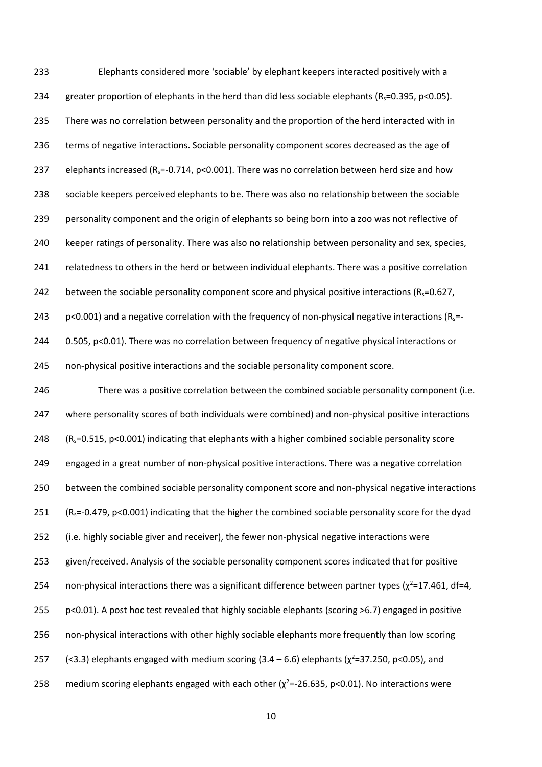Elephants considered more 'sociable' by elephant keepers interacted positively with a greater proportion of elephants in the herd than did less sociable elephants ($R_s$=0.395, $p<0.05$). There was no correlation between personality and the proportion of the herd interacted with in terms of negative interactions. Sociable personality component scores decreased as the age of elephants increased ($R_s$=-0.714, $p<0.001$). There was no correlation between herd size and how sociable keepers perceived elephants to be. There was also no relationship between the sociable personality component and the origin of elephants so being born into a zoo was not reflective of keeper ratings of personality. There was also no relationship between personality and sex, species, relatedness to others in the herd or between individual elephants. There was a positive correlation between the sociable personality component score and physical positive interactions ($R_s$=0.627, $p<0.001$) and a negative correlation with the frequency of non-physical negative interactions ($R_s$=-0.505, $p<0.01$). There was no correlation between frequency of negative physical interactions or non-physical positive interactions and the sociable personality component score.

There was a positive correlation between the combined sociable personality component (i.e. where personality scores of both individuals were combined) and non-physical positive interactions ($R_s$=0.515, $p<0.001$) indicating that elephants with a higher combined sociable personality score engaged in a great number of non-physical positive interactions. There was a negative correlation between the combined sociable personality component score and non-physical negative interactions ($R_s$=-0.479, $p<0.001$) indicating that the higher the combined sociable personality score for the dyad (i.e. highly sociable giver and receiver), the fewer non-physical negative interactions were given/received. Analysis of the sociable personality component scores indicated that for positive non-physical interactions there was a significant difference between partner types ($\chi^2$=17.461, df=4, $p<0.01$). A post hoc test revealed that highly sociable elephants (scoring >6.7) engaged in positive non-physical interactions with other highly sociable elephants more frequently than low scoring (<3.3) elephants engaged with medium scoring (3.4 – 6.6) elephants ($\chi^2$=37.250, $p<0.05$), and medium scoring elephants engaged with each other ($\chi^2$=-26.635, $p<0.01$). No interactions were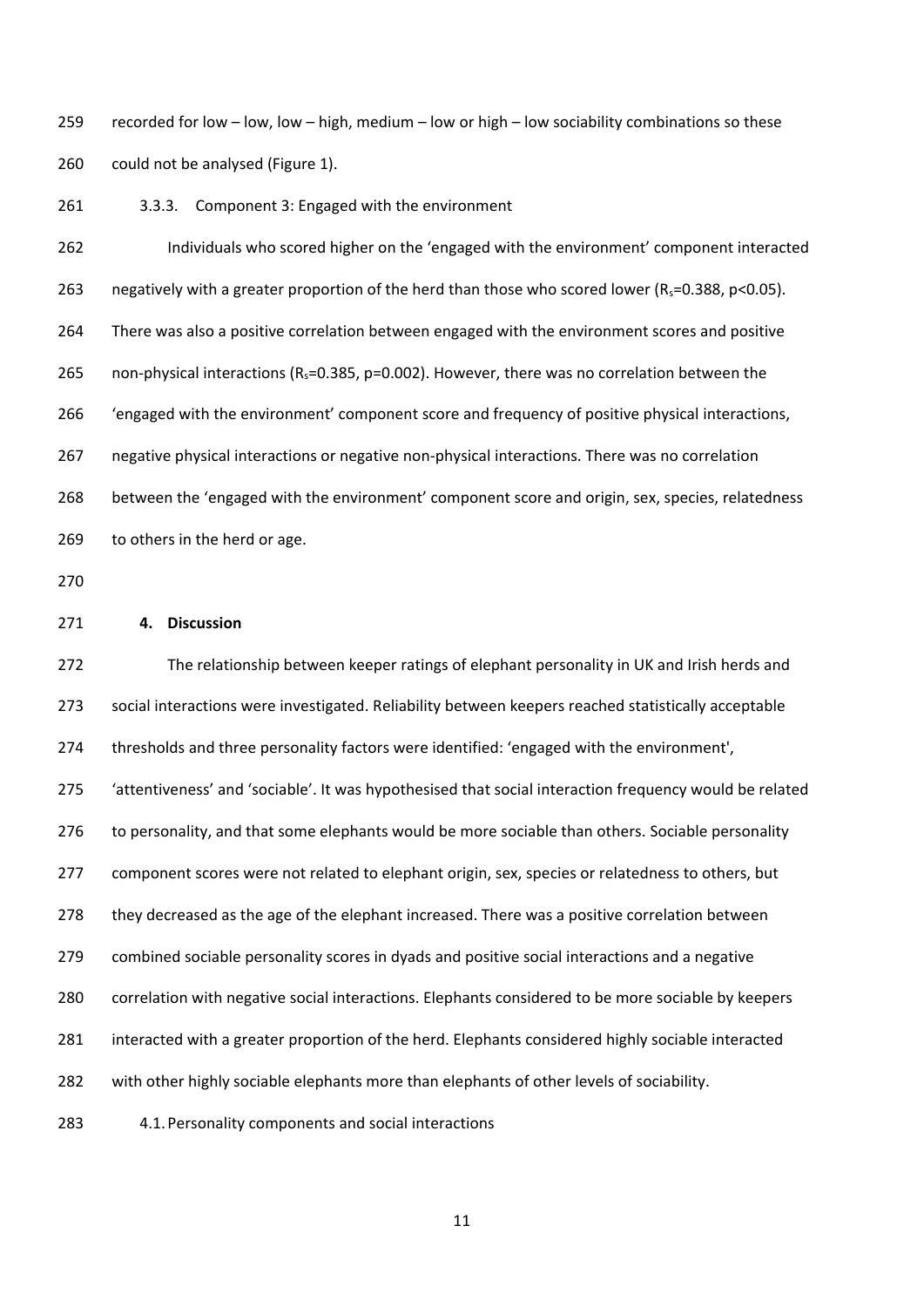recorded for low – low, low – high, medium – low or high – low sociability combinations so these could not be analysed (Figure 1).

### 3.3.3. Component 3: Engaged with the environment

Individuals who scored higher on the 'engaged with the environment' component interacted negatively with a greater proportion of the herd than those who scored lower ($R_s$=0.388, $p<0.05$). There was also a positive correlation between engaged with the environment scores and positive non-physical interactions ($R_s$=0.385, $p$=0.002). However, there was no correlation between the 'engaged with the environment' component score and frequency of positive physical interactions, negative physical interactions or negative non-physical interactions. There was no correlation between the 'engaged with the environment' component score and origin, sex, species, relatedness to others in the herd or age.

## 4. Discussion

The relationship between keeper ratings of elephant personality in UK and Irish herds and social interactions were investigated. Reliability between keepers reached statistically acceptable thresholds and three personality factors were identified: 'engaged with the environment', 'attentiveness' and 'sociable'. It was hypothesised that social interaction frequency would be related to personality, and that some elephants would be more sociable than others. Sociable personality component scores were not related to elephant origin, sex, species or relatedness to others, but they decreased as the age of the elephant increased. There was a positive correlation between combined sociable personality scores in dyads and positive social interactions and a negative correlation with negative social interactions. Elephants considered to be more sociable by keepers interacted with a greater proportion of the herd. Elephants considered highly sociable interacted with other highly sociable elephants more than elephants of other levels of sociability.

### 4.1. Personality components and social interactions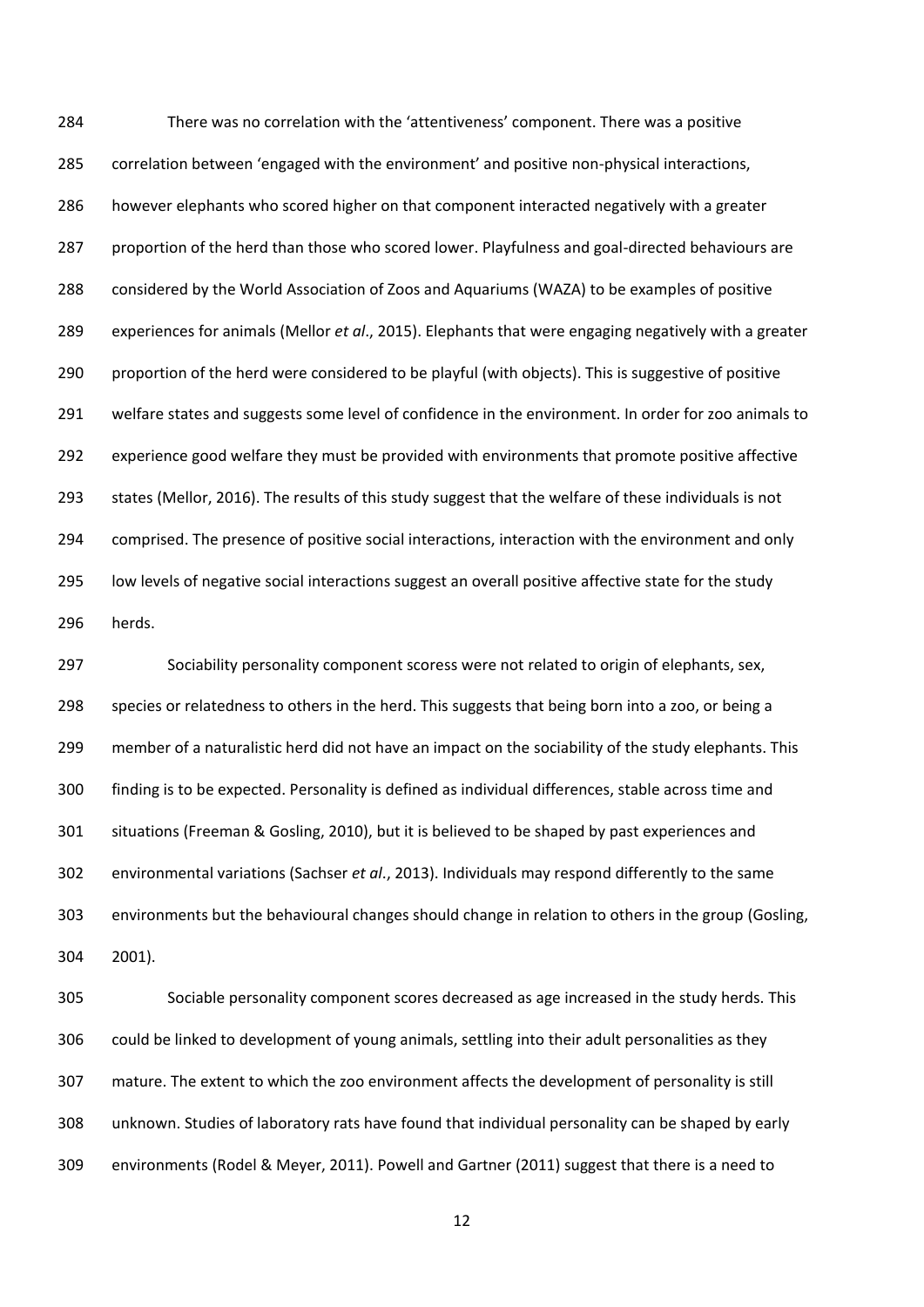There was no correlation with the 'attentiveness' component. There was a positive correlation between 'engaged with the environment' and positive non-physical interactions, however elephants who scored higher on that component interacted negatively with a greater proportion of the herd than those who scored lower. Playfulness and goal-directed behaviours are considered by the World Association of Zoos and Aquariums (WAZA) to be examples of positive experiences for animals (Mellor *et al*., 2015). Elephants that were engaging negatively with a greater proportion of the herd were considered to be playful (with objects). This is suggestive of positive welfare states and suggests some level of confidence in the environment. In order for zoo animals to experience good welfare they must be provided with environments that promote positive affective states (Mellor, 2016). The results of this study suggest that the welfare of these individuals is not comprised. The presence of positive social interactions, interaction with the environment and only low levels of negative social interactions suggest an overall positive affective state for the study herds.

Sociability personality component scoress were not related to origin of elephants, sex, species or relatedness to others in the herd. This suggests that being born into a zoo, or being a member of a naturalistic herd did not have an impact on the sociability of the study elephants. This finding is to be expected. Personality is defined as individual differences, stable across time and situations (Freeman & Gosling, 2010), but it is believed to be shaped by past experiences and environmental variations (Sachser *et al*., 2013). Individuals may respond differently to the same environments but the behavioural changes should change in relation to others in the group (Gosling, 2001).

Sociable personality component scores decreased as age increased in the study herds. This could be linked to development of young animals, settling into their adult personalities as they mature. The extent to which the zoo environment affects the development of personality is still unknown. Studies of laboratory rats have found that individual personality can be shaped by early environments (Rodel & Meyer, 2011). Powell and Gartner (2011) suggest that there is a need to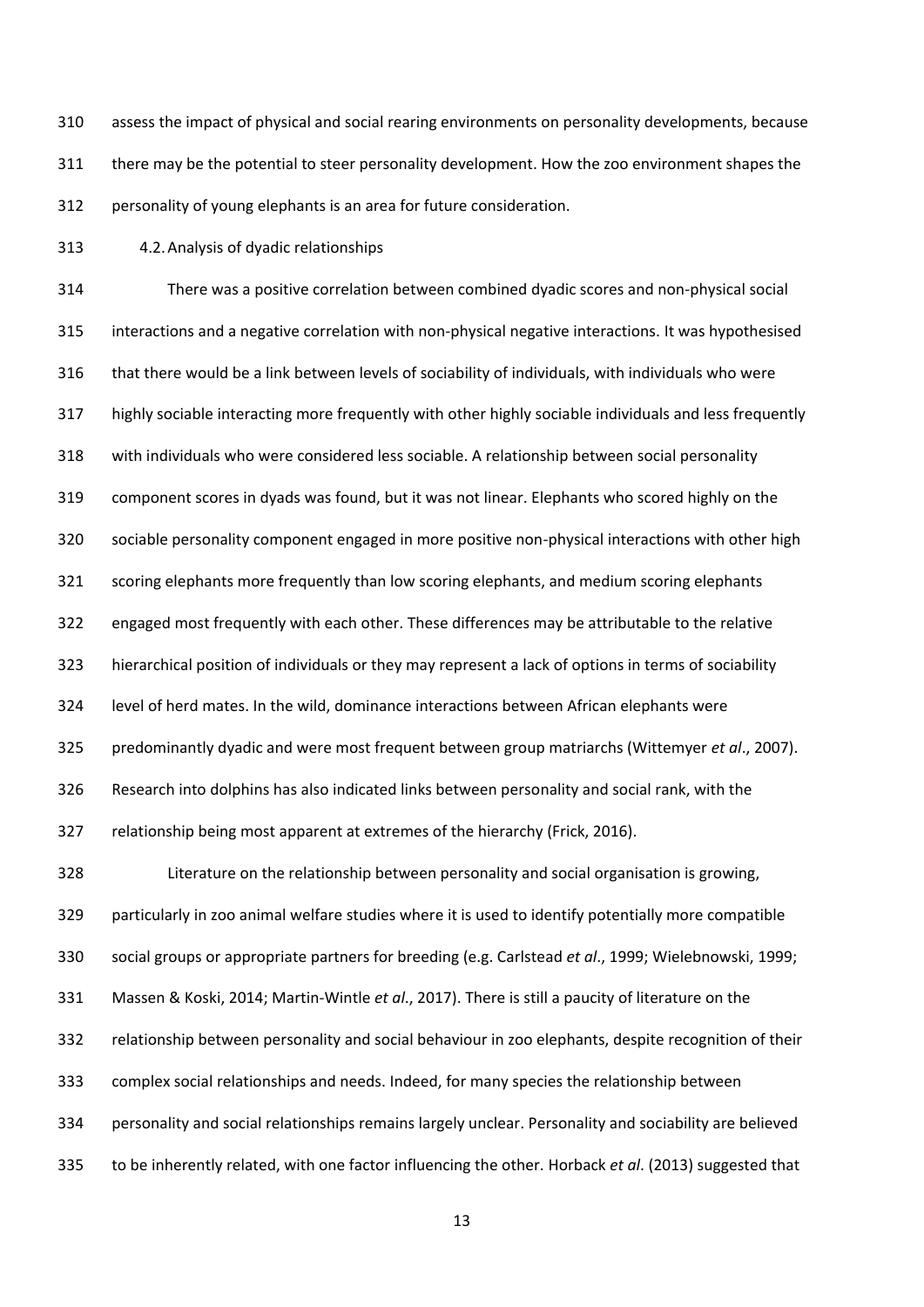assess the impact of physical and social rearing environments on personality developments, because there may be the potential to steer personality development. How the zoo environment shapes the personality of young elephants is an area for future consideration.

### 4.2. Analysis of dyadic relationships

There was a positive correlation between combined dyadic scores and non-physical social interactions and a negative correlation with non-physical negative interactions. It was hypothesised that there would be a link between levels of sociability of individuals, with individuals who were highly sociable interacting more frequently with other highly sociable individuals and less frequently with individuals who were considered less sociable. A relationship between social personality component scores in dyads was found, but it was not linear. Elephants who scored highly on the sociable personality component engaged in more positive non-physical interactions with other high scoring elephants more frequently than low scoring elephants, and medium scoring elephants engaged most frequently with each other. These differences may be attributable to the relative hierarchical position of individuals or they may represent a lack of options in terms of sociability level of herd mates. In the wild, dominance interactions between African elephants were predominantly dyadic and were most frequent between group matriarchs (Wittemyer *et al*., 2007). Research into dolphins has also indicated links between personality and social rank, with the relationship being most apparent at extremes of the hierarchy (Frick, 2016).

Literature on the relationship between personality and social organisation is growing, particularly in zoo animal welfare studies where it is used to identify potentially more compatible social groups or appropriate partners for breeding (e.g. Carlstead *et al*., 1999; Wielebnowski, 1999; Massen & Koski, 2014; Martin-Wintle *et al*., 2017). There is still a paucity of literature on the relationship between personality and social behaviour in zoo elephants, despite recognition of their complex social relationships and needs. Indeed, for many species the relationship between personality and social relationships remains largely unclear. Personality and sociability are believed to be inherently related, with one factor influencing the other. Horback *et al*. (2013) suggested that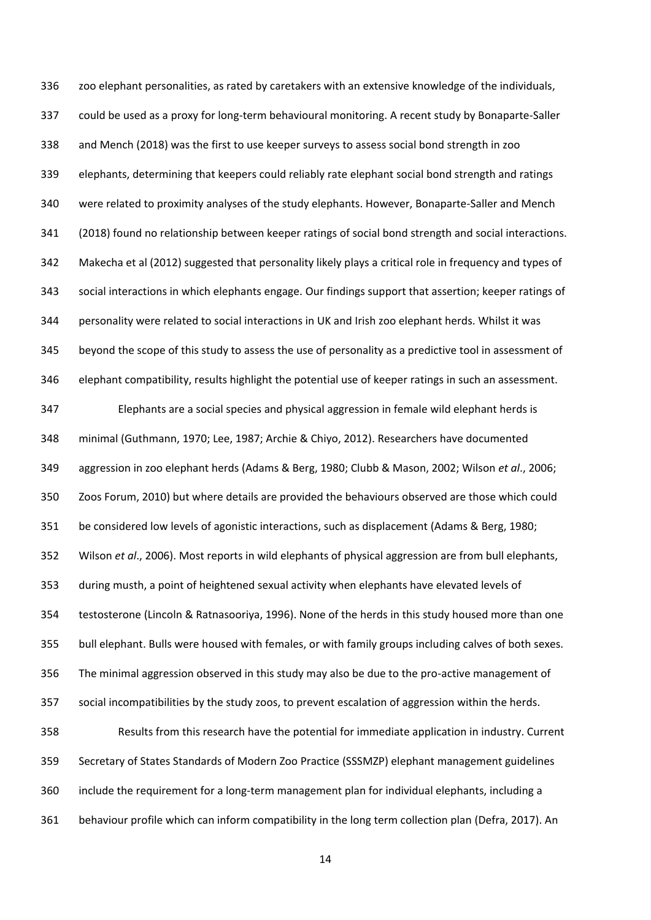zoo elephant personalities, as rated by caretakers with an extensive knowledge of the individuals, could be used as a proxy for long-term behavioural monitoring. A recent study by Bonaparte-Saller and Mench (2018) was the first to use keeper surveys to assess social bond strength in zoo elephants, determining that keepers could reliably rate elephant social bond strength and ratings were related to proximity analyses of the study elephants. However, Bonaparte-Saller and Mench (2018) found no relationship between keeper ratings of social bond strength and social interactions. Makecha et al (2012) suggested that personality likely plays a critical role in frequency and types of social interactions in which elephants engage. Our findings support that assertion; keeper ratings of personality were related to social interactions in UK and Irish zoo elephant herds. Whilst it was beyond the scope of this study to assess the use of personality as a predictive tool in assessment of elephant compatibility, results highlight the potential use of keeper ratings in such an assessment.

Elephants are a social species and physical aggression in female wild elephant herds is minimal (Guthmann, 1970; Lee, 1987; Archie & Chiyo, 2012). Researchers have documented aggression in zoo elephant herds (Adams & Berg, 1980; Clubb & Mason, 2002; Wilson *et al*., 2006; Zoos Forum, 2010) but where details are provided the behaviours observed are those which could be considered low levels of agonistic interactions, such as displacement (Adams & Berg, 1980; Wilson *et al*., 2006). Most reports in wild elephants of physical aggression are from bull elephants, during musth, a point of heightened sexual activity when elephants have elevated levels of testosterone (Lincoln & Ratnasooriya, 1996). None of the herds in this study housed more than one bull elephant. Bulls were housed with females, or with family groups including calves of both sexes. The minimal aggression observed in this study may also be due to the pro-active management of social incompatibilities by the study zoos, to prevent escalation of aggression within the herds.

Results from this research have the potential for immediate application in industry. Current Secretary of States Standards of Modern Zoo Practice (SSSMZP) elephant management guidelines include the requirement for a long-term management plan for individual elephants, including a behaviour profile which can inform compatibility in the long term collection plan (Defra, 2017). An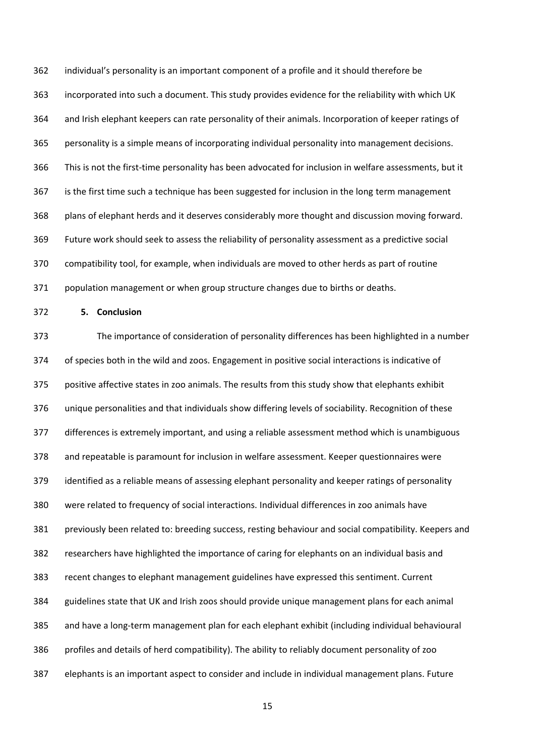individual's personality is an important component of a profile and it should therefore be incorporated into such a document. This study provides evidence for the reliability with which UK and Irish elephant keepers can rate personality of their animals. Incorporation of keeper ratings of personality is a simple means of incorporating individual personality into management decisions. This is not the first-time personality has been advocated for inclusion in welfare assessments, but it is the first time such a technique has been suggested for inclusion in the long term management plans of elephant herds and it deserves considerably more thought and discussion moving forward. Future work should seek to assess the reliability of personality assessment as a predictive social compatibility tool, for example, when individuals are moved to other herds as part of routine population management or when group structure changes due to births or deaths.

## 5. Conclusion

The importance of consideration of personality differences has been highlighted in a number of species both in the wild and zoos. Engagement in positive social interactions is indicative of positive affective states in zoo animals. The results from this study show that elephants exhibit unique personalities and that individuals show differing levels of sociability. Recognition of these differences is extremely important, and using a reliable assessment method which is unambiguous and repeatable is paramount for inclusion in welfare assessment. Keeper questionnaires were identified as a reliable means of assessing elephant personality and keeper ratings of personality were related to frequency of social interactions. Individual differences in zoo animals have previously been related to: breeding success, resting behaviour and social compatibility. Keepers and researchers have highlighted the importance of caring for elephants on an individual basis and recent changes to elephant management guidelines have expressed this sentiment. Current guidelines state that UK and Irish zoos should provide unique management plans for each animal and have a long-term management plan for each elephant exhibit (including individual behavioural profiles and details of herd compatibility). The ability to reliably document personality of zoo elephants is an important aspect to consider and include in individual management plans. Future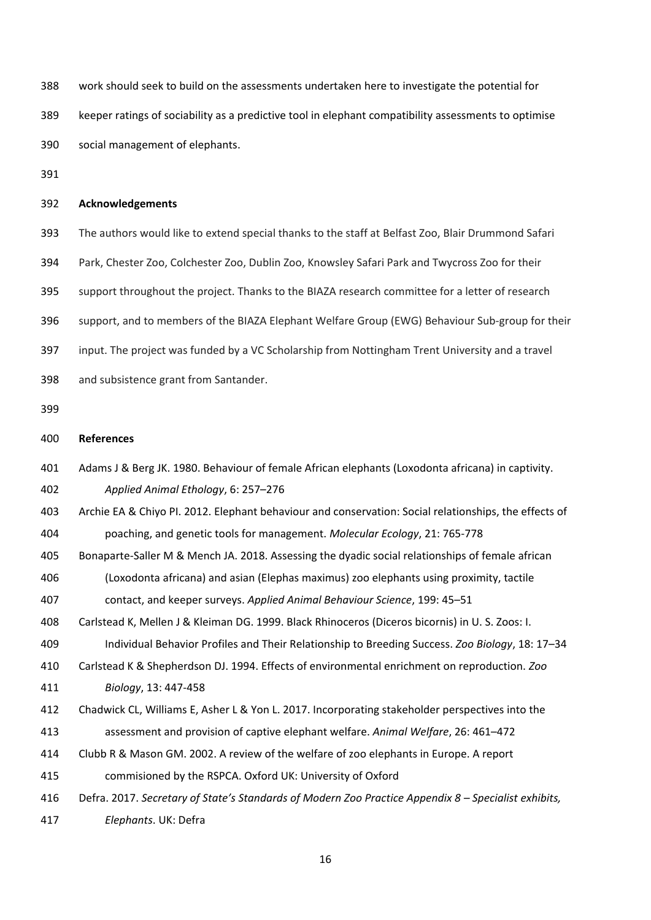work should seek to build on the assessments undertaken here to investigate the potential for keeper ratings of sociability as a predictive tool in elephant compatibility assessments to optimise social management of elephants.

## Acknowledgements

The authors would like to extend special thanks to the staff at Belfast Zoo, Blair Drummond Safari Park, Chester Zoo, Colchester Zoo, Dublin Zoo, Knowsley Safari Park and Twycross Zoo for their support throughout the project. Thanks to the BIAZA research committee for a letter of research support, and to members of the BIAZA Elephant Welfare Group (EWG) Behaviour Sub-group for their input. The project was funded by a VC Scholarship from Nottingham Trent University and a travel and subsistence grant from Santander.

## References

Adams J & Berg JK. 1980. Behaviour of female African elephants (Loxodonta africana) in captivity. *Applied Animal Ethology*, 6: 257–276

Archie EA & Chiyo PI. 2012. Elephant behaviour and conservation: Social relationships, the effects of poaching, and genetic tools for management. *Molecular Ecology*, 21: 765-778

Bonaparte-Saller M & Mench JA. 2018. Assessing the dyadic social relationships of female african (Loxodonta africana) and asian (Elephas maximus) zoo elephants using proximity, tactile contact, and keeper surveys. *Applied Animal Behaviour Science*, 199: 45–51

Carlstead K, Mellen J & Kleiman DG. 1999. Black Rhinoceros (Diceros bicornis) in U. S. Zoos: I. Individual Behavior Profiles and Their Relationship to Breeding Success. *Zoo Biology*, 18: 17–34

Carlstead K & Shepherdson DJ. 1994. Effects of environmental enrichment on reproduction. *Zoo Biology*, 13: 447-458

Chadwick CL, Williams E, Asher L & Yon L. 2017. Incorporating stakeholder perspectives into the assessment and provision of captive elephant welfare. *Animal Welfare*, 26: 461–472

Clubb R & Mason GM. 2002. A review of the welfare of zoo elephants in Europe. A report commisioned by the RSPCA. Oxford UK: University of Oxford

Defra. 2017. *Secretary of State's Standards of Modern Zoo Practice Appendix 8 – Specialist exhibits, Elephants*. UK: Defra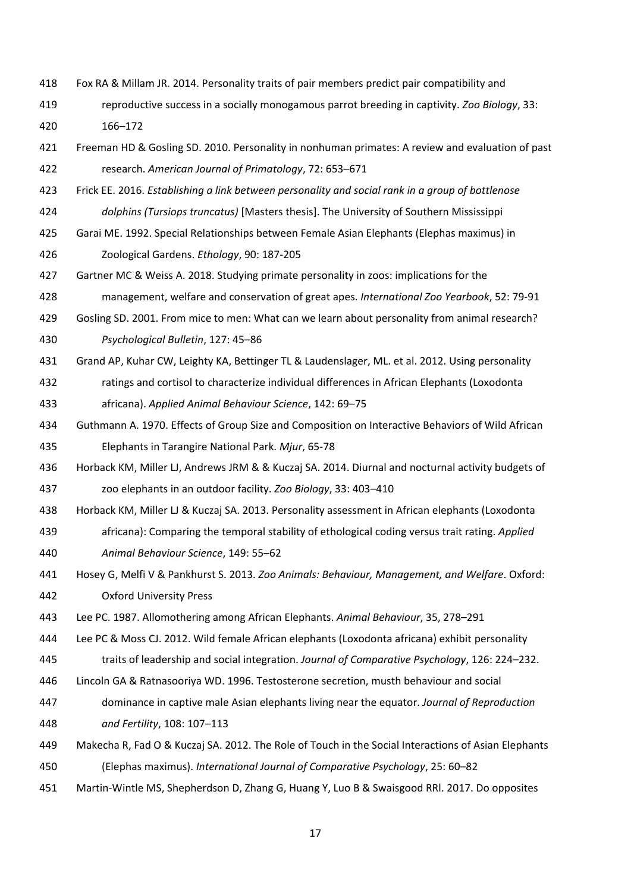Fox RA & Millam JR. 2014. Personality traits of pair members predict pair compatibility and reproductive success in a socially monogamous parrot breeding in captivity. *Zoo Biology*, 33: 166–172

Freeman HD & Gosling SD. 2010. Personality in nonhuman primates: A review and evaluation of past research. *American Journal of Primatology*, 72: 653–671

Frick EE. 2016. *Establishing a link between personality and social rank in a group of bottlenose dolphins (Tursiops truncatus)* [Masters thesis]. The University of Southern Mississippi

Garai ME. 1992. Special Relationships between Female Asian Elephants (Elephas maximus) in Zoological Gardens. *Ethology*, 90: 187-205

Gartner MC & Weiss A. 2018. Studying primate personality in zoos: implications for the management, welfare and conservation of great apes. *International Zoo Yearbook*, 52: 79-91

Gosling SD. 2001. From mice to men: What can we learn about personality from animal research? *Psychological Bulletin*, 127: 45–86

Grand AP, Kuhar CW, Leighty KA, Bettinger TL & Laudenslager, ML. et al. 2012. Using personality ratings and cortisol to characterize individual differences in African Elephants (Loxodonta africana). *Applied Animal Behaviour Science*, 142: 69–75

Guthmann A. 1970. Effects of Group Size and Composition on Interactive Behaviors of Wild African Elephants in Tarangire National Park. *Mjur*, 65-78

Horback KM, Miller LJ, Andrews JRM & & Kuczaj SA. 2014. Diurnal and nocturnal activity budgets of zoo elephants in an outdoor facility. *Zoo Biology*, 33: 403–410

Horback KM, Miller LJ & Kuczaj SA. 2013. Personality assessment in African elephants (Loxodonta africana): Comparing the temporal stability of ethological coding versus trait rating. *Applied Animal Behaviour Science*, 149: 55–62

Hosey G, Melfi V & Pankhurst S. 2013. *Zoo Animals: Behaviour, Management, and Welfare*. Oxford: Oxford University Press

Lee PC. 1987. Allomothering among African Elephants. *Animal Behaviour*, 35, 278–291

Lee PC & Moss CJ. 2012. Wild female African elephants (Loxodonta africana) exhibit personality traits of leadership and social integration. *Journal of Comparative Psychology*, 126: 224–232.

Lincoln GA & Ratnasooriya WD. 1996. Testosterone secretion, musth behaviour and social dominance in captive male Asian elephants living near the equator. *Journal of Reproduction and Fertility*, 108: 107–113

Makecha R, Fad O & Kuczaj SA. 2012. The Role of Touch in the Social Interactions of Asian Elephants (Elephas maximus). *International Journal of Comparative Psychology*, 25: 60–82

Martin-Wintle MS, Shepherdson D, Zhang G, Huang Y, Luo B & Swaisgood RRl. 2017. Do opposites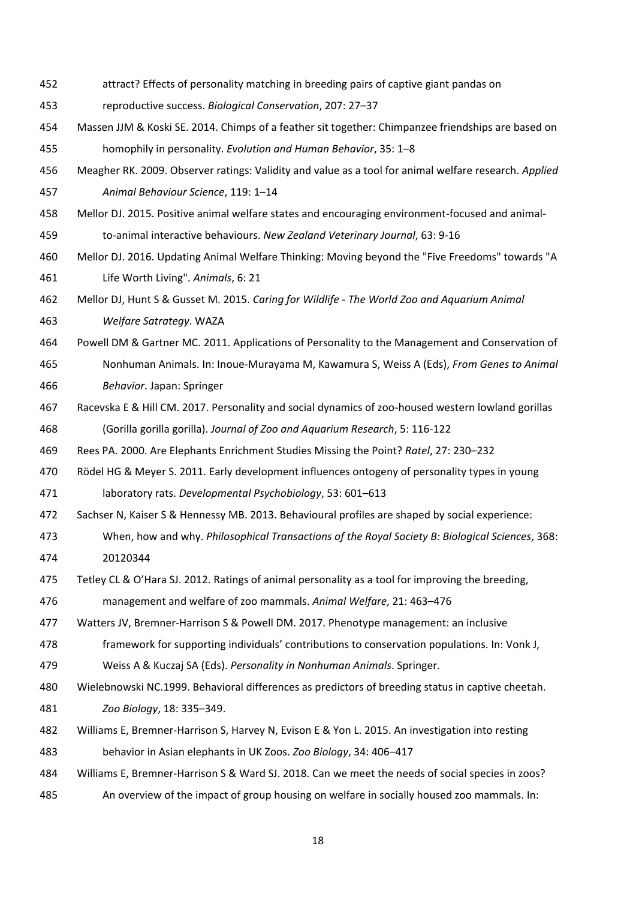attract? Effects of personality matching in breeding pairs of captive giant pandas on reproductive success. *Biological Conservation*, 207: 27–37

Massen JJM & Koski SE. 2014. Chimps of a feather sit together: Chimpanzee friendships are based on homophily in personality. *Evolution and Human Behavior*, 35: 1–8

Meagher RK. 2009. Observer ratings: Validity and value as a tool for animal welfare research. *Applied Animal Behaviour Science*, 119: 1–14

Mellor DJ. 2015. Positive animal welfare states and encouraging environment-focused and animal-to-animal interactive behaviours. *New Zealand Veterinary Journal*, 63: 9-16

Mellor DJ. 2016. Updating Animal Welfare Thinking: Moving beyond the "Five Freedoms" towards "A Life Worth Living". *Animals*, 6: 21

Mellor DJ, Hunt S & Gusset M. 2015. *Caring for Wildlife - The World Zoo and Aquarium Animal Welfare Satrategy*. WAZA

Powell DM & Gartner MC. 2011. Applications of Personality to the Management and Conservation of Nonhuman Animals. In: Inoue-Murayama M, Kawamura S, Weiss A (Eds), *From Genes to Animal Behavior*. Japan: Springer

Racevska E & Hill CM. 2017. Personality and social dynamics of zoo-housed western lowland gorillas (Gorilla gorilla gorilla). *Journal of Zoo and Aquarium Research*, 5: 116-122

Rees PA. 2000. Are Elephants Enrichment Studies Missing the Point? *Ratel*, 27: 230–232

Rödel HG & Meyer S. 2011. Early development influences ontogeny of personality types in young laboratory rats. *Developmental Psychobiology*, 53: 601–613

Sachser N, Kaiser S & Hennessy MB. 2013. Behavioural profiles are shaped by social experience: When, how and why. *Philosophical Transactions of the Royal Society B: Biological Sciences*, 368: 20120344

Tetley CL & O'Hara SJ. 2012. Ratings of animal personality as a tool for improving the breeding, management and welfare of zoo mammals. *Animal Welfare*, 21: 463–476

Watters JV, Bremner-Harrison S & Powell DM. 2017. Phenotype management: an inclusive framework for supporting individuals' contributions to conservation populations. In: Vonk J, Weiss A & Kuczaj SA (Eds). *Personality in Nonhuman Animals*. Springer.

Wielebnowski NC.1999. Behavioral differences as predictors of breeding status in captive cheetah. *Zoo Biology*, 18: 335–349.

Williams E, Bremner-Harrison S, Harvey N, Evison E & Yon L. 2015. An investigation into resting behavior in Asian elephants in UK Zoos. *Zoo Biology*, 34: 406–417

Williams E, Bremner-Harrison S & Ward SJ. 2018. Can we meet the needs of social species in zoos? An overview of the impact of group housing on welfare in socially housed zoo mammals. In: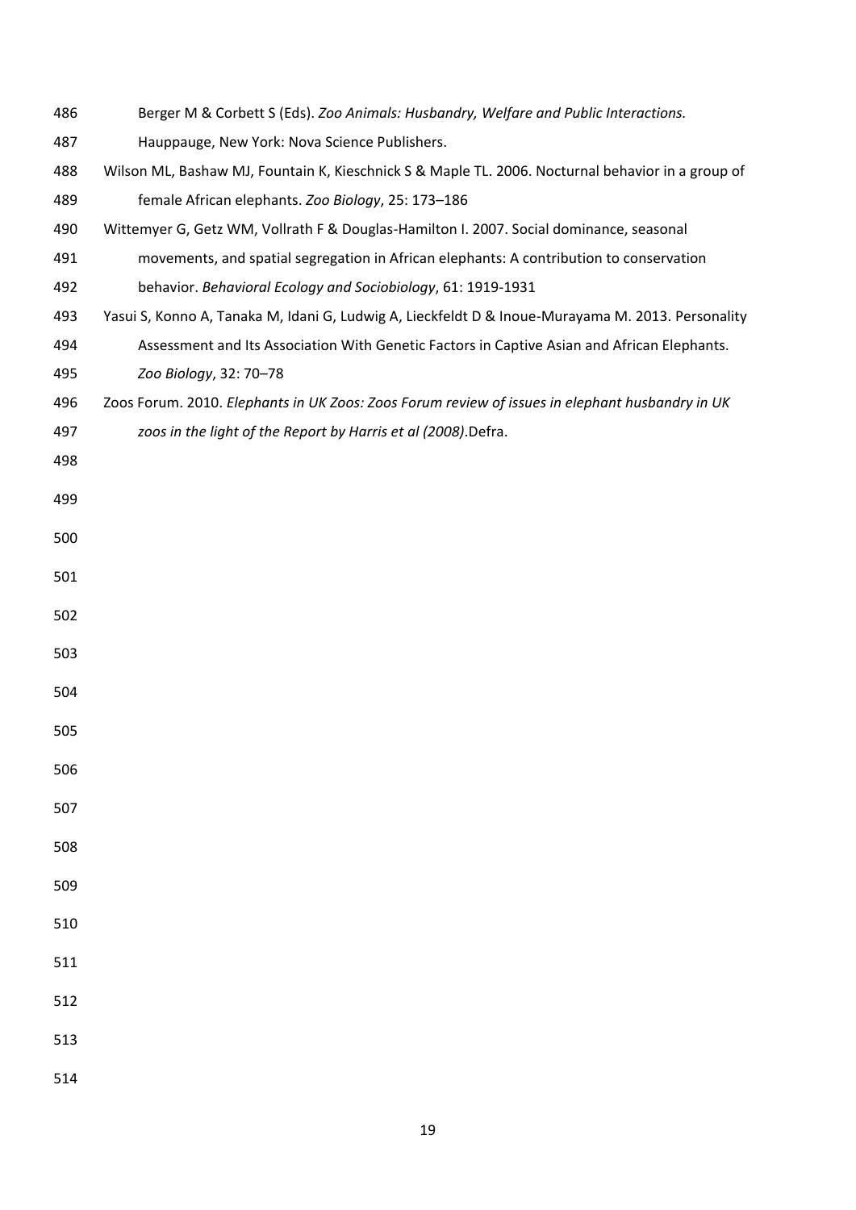Berger M & Corbett S (Eds). *Zoo Animals: Husbandry, Welfare and Public Interactions.* Hauppauge, New York: Nova Science Publishers.

Wilson ML, Bashaw MJ, Fountain K, Kieschnick S & Maple TL. 2006. Nocturnal behavior in a group of female African elephants. *Zoo Biology*, 25: 173–186

Wittemyer G, Getz WM, Vollrath F & Douglas-Hamilton I. 2007. Social dominance, seasonal movements, and spatial segregation in African elephants: A contribution to conservation behavior. *Behavioral Ecology and Sociobiology*, 61: 1919-1931

Yasui S, Konno A, Tanaka M, Idani G, Ludwig A, Lieckfeldt D & Inoue-Murayama M. 2013. Personality Assessment and Its Association With Genetic Factors in Captive Asian and African Elephants. *Zoo Biology*, 32: 70–78

Zoos Forum. 2010. *Elephants in UK Zoos: Zoos Forum review of issues in elephant husbandry in UK zoos in the light of the Report by Harris et al (2008)*.Defra.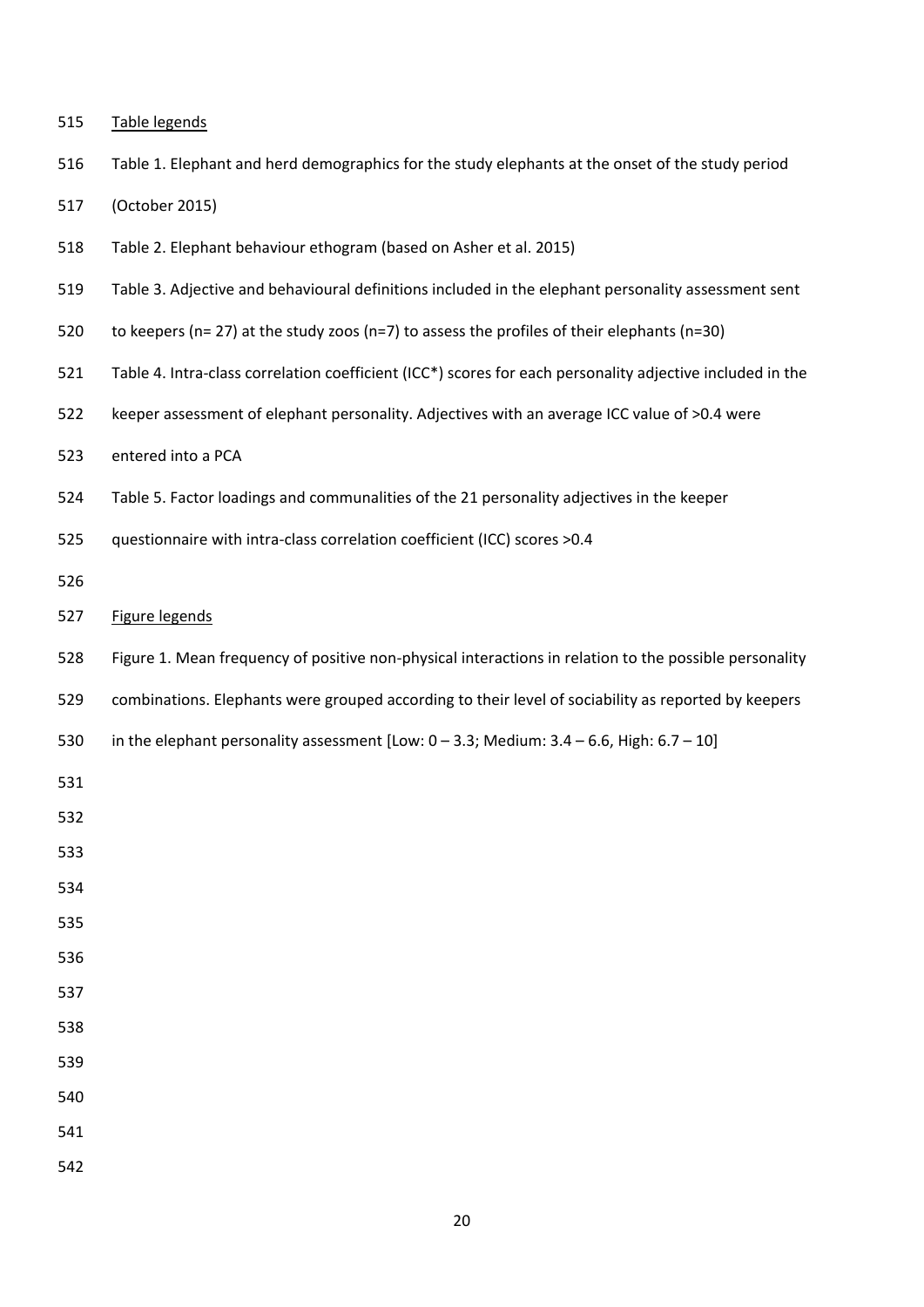Table legends

Table 1. Elephant and herd demographics for the study elephants at the onset of the study period (October 2015)

Table 2. Elephant behaviour ethogram (based on Asher et al. 2015)

Table 3. Adjective and behavioural definitions included in the elephant personality assessment sent to keepers (n= 27) at the study zoos (n=7) to assess the profiles of their elephants (n=30)

Table 4. Intra-class correlation coefficient (ICC*) scores for each personality adjective included in the keeper assessment of elephant personality. Adjectives with an average ICC value of >0.4 were entered into a PCA

Table 5. Factor loadings and communalities of the 21 personality adjectives in the keeper questionnaire with intra-class correlation coefficient (ICC) scores >0.4

Figure legends

Figure 1. Mean frequency of positive non-physical interactions in relation to the possible personality combinations. Elephants were grouped according to their level of sociability as reported by keepers in the elephant personality assessment [Low: 0 – 3.3; Medium: 3.4 – 6.6, High: 6.7 – 10]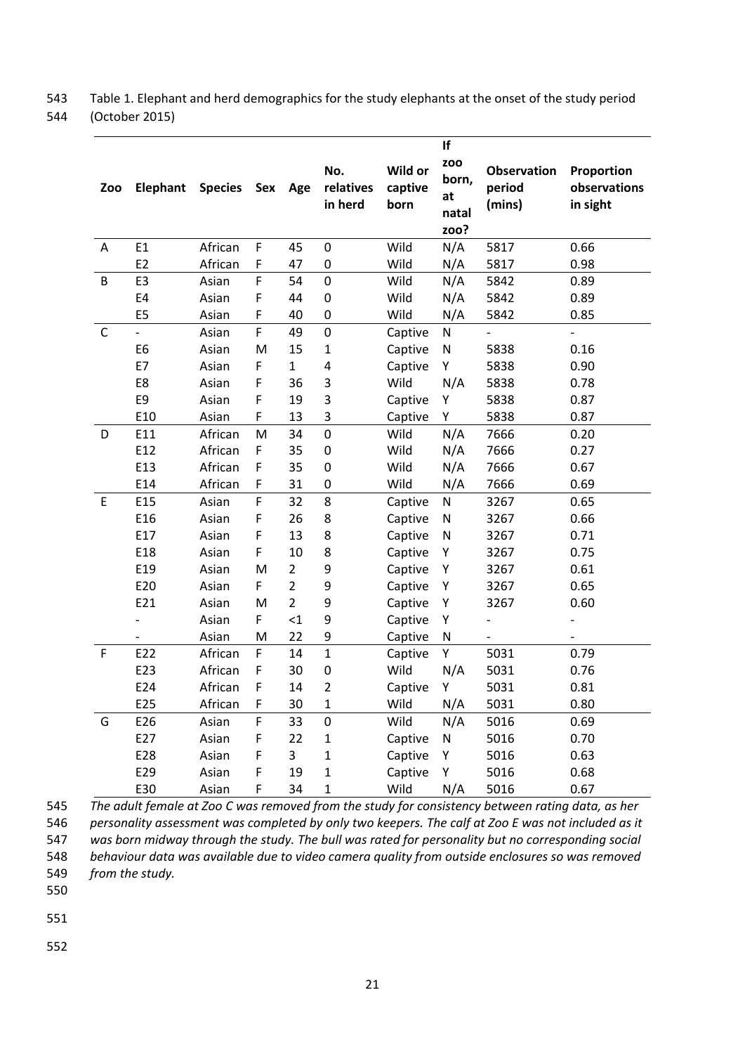Table 1. Elephant and herd demographics for the study elephants at the onset of the study period (October 2015)

| Zoo | Elephant | Species | Sex | Age | No. relatives in herd | Wild or captive born | If zoo born, at natal zoo? | Observation period (mins) | Proportion observations in sight |
|---|---|---|---|---|---|---|---|---|---|
| A | E1 | African | F | 45 | 0 | Wild | N/A | 5817 | 0.66 |
| | E2 | African | F | 47 | 0 | Wild | N/A | 5817 | 0.98 |
| B | E3 | Asian | F | 54 | 0 | Wild | N/A | 5842 | 0.89 |
| | E4 | Asian | F | 44 | 0 | Wild | N/A | 5842 | 0.89 |
| | E5 | Asian | F | 40 | 0 | Wild | N/A | 5842 | 0.85 |
| C | - | Asian | F | 49 | 0 | Captive | N | - | - |
| | E6 | Asian | M | 15 | 1 | Captive | N | 5838 | 0.16 |
| | E7 | Asian | F | 1 | 4 | Captive | Y | 5838 | 0.90 |
| | E8 | Asian | F | 36 | 3 | Wild | N/A | 5838 | 0.78 |
| | E9 | Asian | F | 19 | 3 | Captive | Y | 5838 | 0.87 |
| | E10 | Asian | F | 13 | 3 | Captive | Y | 5838 | 0.87 |
| D | E11 | African | M | 34 | 0 | Wild | N/A | 7666 | 0.20 |
| | E12 | African | F | 35 | 0 | Wild | N/A | 7666 | 0.27 |
| | E13 | African | F | 35 | 0 | Wild | N/A | 7666 | 0.67 |
| | E14 | African | F | 31 | 0 | Wild | N/A | 7666 | 0.69 |
| E | E15 | Asian | F | 32 | 8 | Captive | N | 3267 | 0.65 |
| | E16 | Asian | F | 26 | 8 | Captive | N | 3267 | 0.66 |
| | E17 | Asian | F | 13 | 8 | Captive | N | 3267 | 0.71 |
| | E18 | Asian | F | 10 | 8 | Captive | Y | 3267 | 0.75 |
| | E19 | Asian | M | 2 | 9 | Captive | Y | 3267 | 0.61 |
| | E20 | Asian | F | 2 | 9 | Captive | Y | 3267 | 0.65 |
| | E21 | Asian | M | 2 | 9 | Captive | Y | 3267 | 0.60 |
| | - | Asian | F | <1 | 9 | Captive | Y | - | - |
| | - | Asian | M | 22 | 9 | Captive | N | - | - |
| F | E22 | African | F | 14 | 1 | Captive | Y | 5031 | 0.79 |
| | E23 | African | F | 30 | 0 | Wild | N/A | 5031 | 0.76 |
| | E24 | African | F | 14 | 2 | Captive | Y | 5031 | 0.81 |
| | E25 | African | F | 30 | 1 | Wild | N/A | 5031 | 0.80 |
| G | E26 | Asian | F | 33 | 0 | Wild | N/A | 5016 | 0.69 |
| | E27 | Asian | F | 22 | 1 | Captive | N | 5016 | 0.70 |
| | E28 | Asian | F | 3 | 1 | Captive | Y | 5016 | 0.63 |
| | E29 | Asian | F | 19 | 1 | Captive | Y | 5016 | 0.68 |
| | E30 | Asian | F | 34 | 1 | Wild | N/A | 5016 | 0.67 |

*The adult female at Zoo C was removed from the study for consistency between rating data, as her personality assessment was completed by only two keepers. The calf at Zoo E was not included as it was born midway through the study. The bull was rated for personality but no corresponding social behaviour data was available due to video camera quality from outside enclosures so was removed from the study.*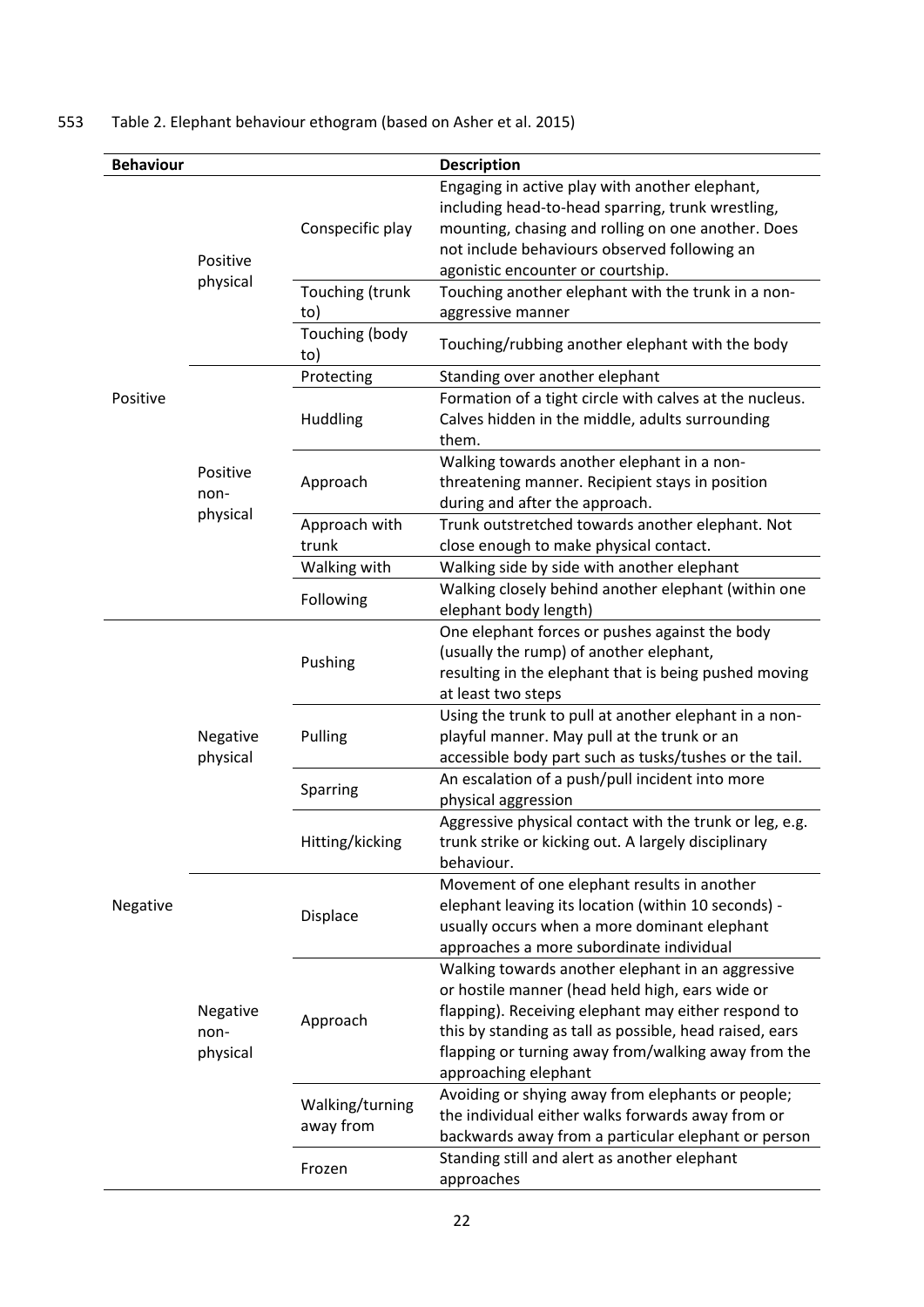Table 2. Elephant behaviour ethogram (based on Asher et al. 2015)

| Behaviour | | | Description |
|---|---|---|---|
| Positive | Positive physical | Conspecific play | Engaging in active play with another elephant, including head-to-head sparring, trunk wrestling, mounting, chasing and rolling on one another. Does not include behaviours observed following an agonistic encounter or courtship. |
| | | Touching (trunk to) | Touching another elephant with the trunk in a non-aggressive manner |
| | | Touching (body to) | Touching/rubbing another elephant with the body |
| | Positive non-physical | Protecting | Standing over another elephant |
| | | Huddling | Formation of a tight circle with calves at the nucleus. Calves hidden in the middle, adults surrounding them. |
| | | Approach | Walking towards another elephant in a non-threatening manner. Recipient stays in position during and after the approach. |
| | | Approach with trunk | Trunk outstretched towards another elephant. Not close enough to make physical contact. |
| | | Walking with | Walking side by side with another elephant |
| | | Following | Walking closely behind another elephant (within one elephant body length) |
| Negative | Negative physical | Pushing | One elephant forces or pushes against the body (usually the rump) of another elephant, resulting in the elephant that is being pushed moving at least two steps |
| | | Pulling | Using the trunk to pull at another elephant in a non-playful manner. May pull at the trunk or an accessible body part such as tusks/tushes or the tail. |
| | | Sparring | An escalation of a push/pull incident into more physical aggression |
| | | Hitting/kicking | Aggressive physical contact with the trunk or leg, e.g. trunk strike or kicking out. A largely disciplinary behaviour. |
| | Negative non-physical | Displace | Movement of one elephant results in another elephant leaving its location (within 10 seconds) - usually occurs when a more dominant elephant approaches a more subordinate individual |
| | | Approach | Walking towards another elephant in an aggressive or hostile manner (head held high, ears wide or flapping). Receiving elephant may either respond to this by standing as tall as possible, head raised, ears flapping or turning away from/walking away from the approaching elephant |
| | | Walking/turning away from | Avoiding or shying away from elephants or people; the individual either walks forwards away from or backwards away from a particular elephant or person |
| | | Frozen | Standing still and alert as another elephant approaches |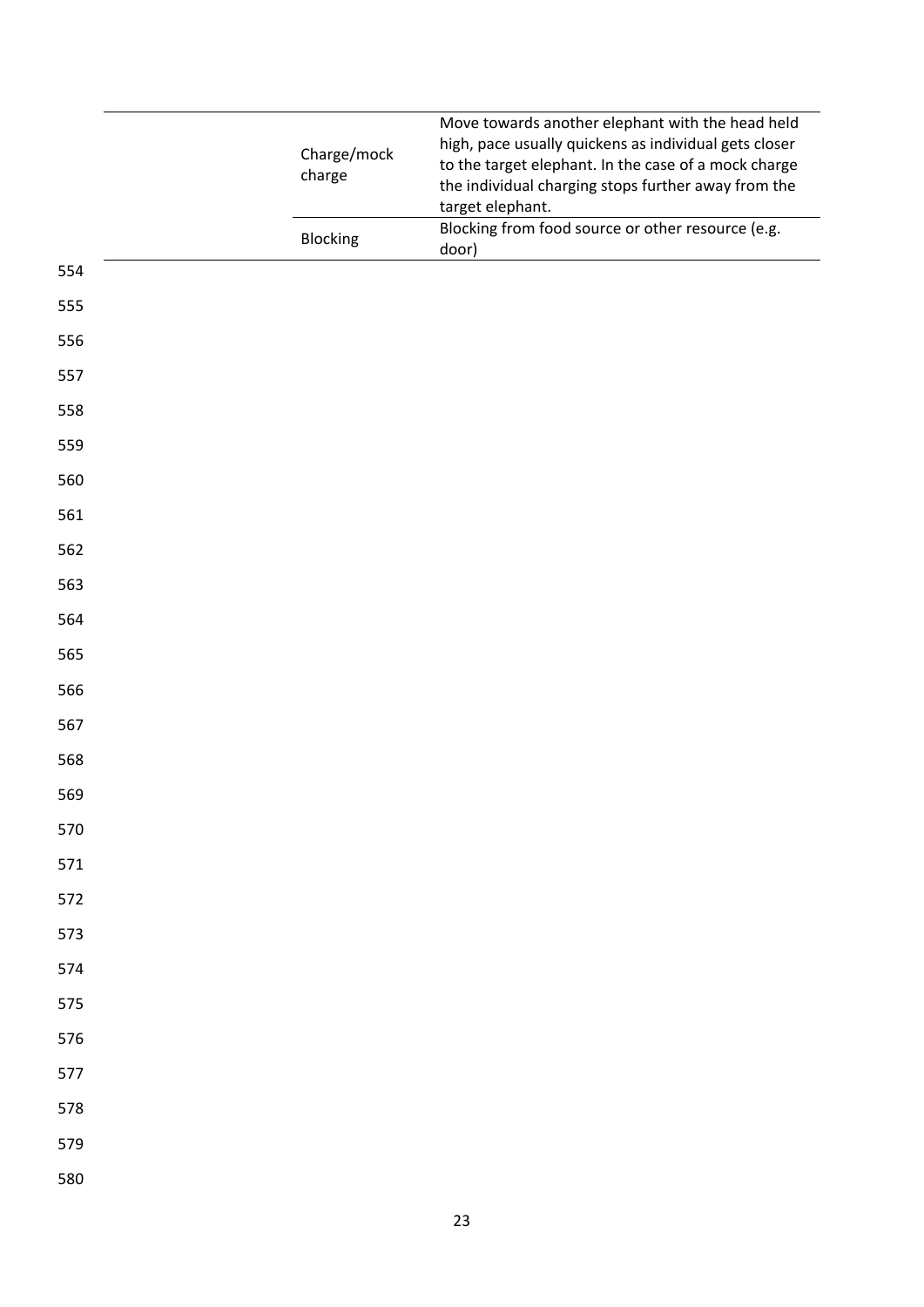| | | |
|---|---|---|
| | Charge/mock charge | Move towards another elephant with the head held high, pace usually quickens as individual gets closer to the target elephant. In the case of a mock charge the individual charging stops further away from the target elephant. |
| | Blocking | Blocking from food source or other resource (e.g. door) |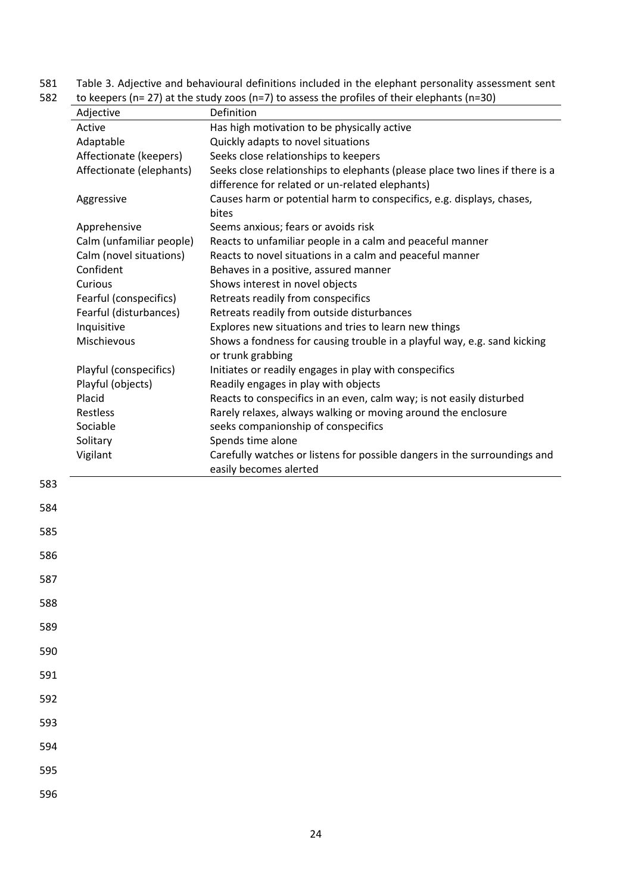Table 3. Adjective and behavioural definitions included in the elephant personality assessment sent to keepers (n= 27) at the study zoos (n=7) to assess the profiles of their elephants (n=30)

| Adjective | Definition |
|---|---|
| Active | Has high motivation to be physically active |
| Adaptable | Quickly adapts to novel situations |
| Affectionate (keepers) | Seeks close relationships to keepers |
| Affectionate (elephants) | Seeks close relationships to elephants (please place two lines if there is a difference for related or un-related elephants) |
| Aggressive | Causes harm or potential harm to conspecifics, e.g. displays, chases, bites |
| Apprehensive | Seems anxious; fears or avoids risk |
| Calm (unfamiliar people) | Reacts to unfamiliar people in a calm and peaceful manner |
| Calm (novel situations) | Reacts to novel situations in a calm and peaceful manner |
| Confident | Behaves in a positive, assured manner |
| Curious | Shows interest in novel objects |
| Fearful (conspecifics) | Retreats readily from conspecifics |
| Fearful (disturbances) | Retreats readily from outside disturbances |
| Inquisitive | Explores new situations and tries to learn new things |
| Mischievous | Shows a fondness for causing trouble in a playful way, e.g. sand kicking or trunk grabbing |
| Playful (conspecifics) | Initiates or readily engages in play with conspecifics |
| Playful (objects) | Readily engages in play with objects |
| Placid | Reacts to conspecifics in an even, calm way; is not easily disturbed |
| Restless | Rarely relaxes, always walking or moving around the enclosure |
| Sociable | seeks companionship of conspecifics |
| Solitary | Spends time alone |
| Vigilant | Carefully watches or listens for possible dangers in the surroundings and easily becomes alerted |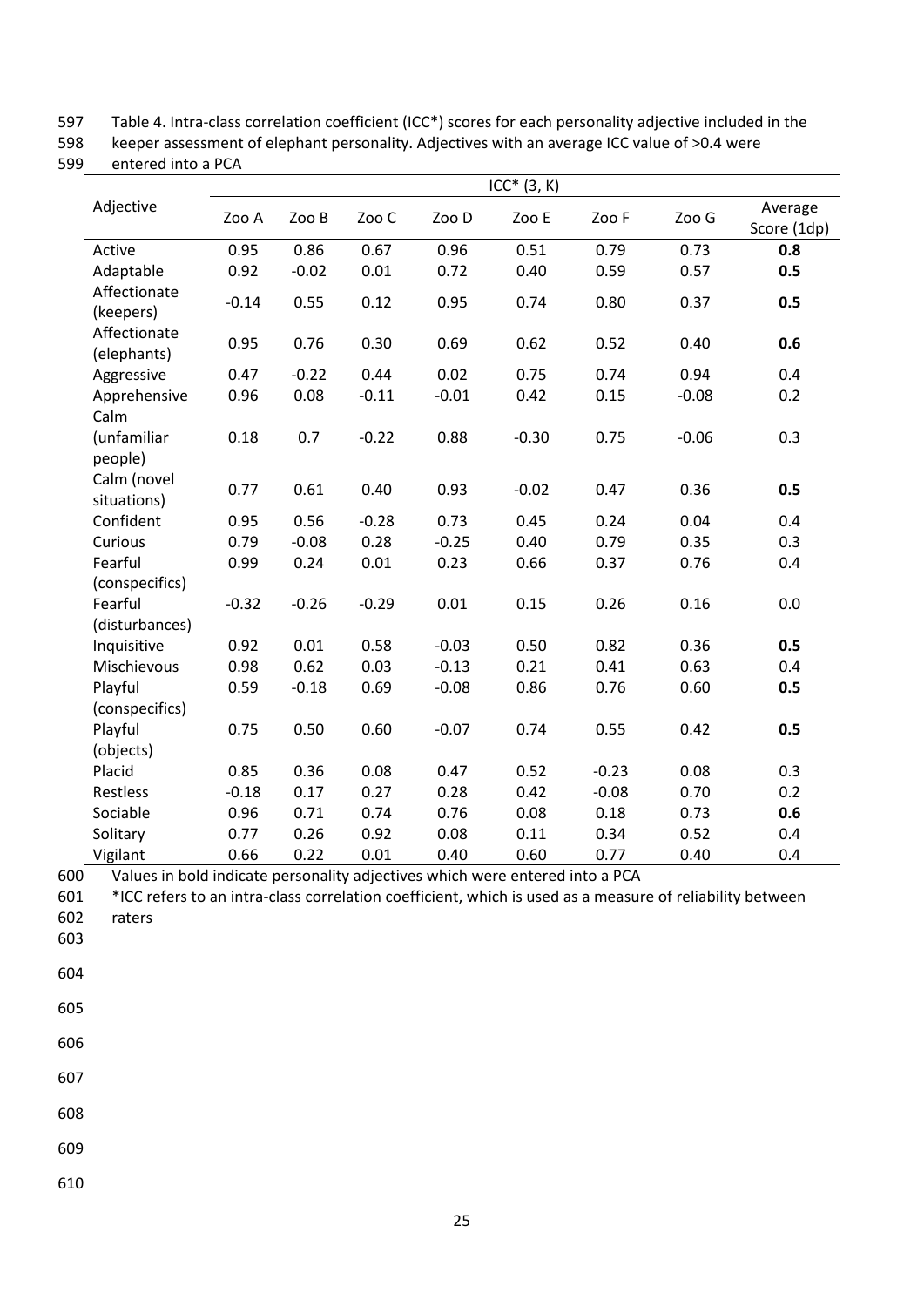Table 4. Intra-class correlation coefficient (ICC*) scores for each personality adjective included in the keeper assessment of elephant personality. Adjectives with an average ICC value of >0.4 were entered into a PCA

| Adjective | ICC* (3, K) | | | | | | | |
|---|---|---|---|---|---|---|---|---|
| | Zoo A | Zoo B | Zoo C | Zoo D | Zoo E | Zoo F | Zoo G | Average Score (1dp) |
| Active | 0.95 | 0.86 | 0.67 | 0.96 | 0.51 | 0.79 | 0.73 | **0.8** |
| Adaptable | 0.92 | -0.02 | 0.01 | 0.72 | 0.40 | 0.59 | 0.57 | **0.5** |
| Affectionate (keepers) | -0.14 | 0.55 | 0.12 | 0.95 | 0.74 | 0.80 | 0.37 | **0.5** |
| Affectionate (elephants) | 0.95 | 0.76 | 0.30 | 0.69 | 0.62 | 0.52 | 0.40 | **0.6** |
| Aggressive | 0.47 | -0.22 | 0.44 | 0.02 | 0.75 | 0.74 | 0.94 | 0.4 |
| Apprehensive | 0.96 | 0.08 | -0.11 | -0.01 | 0.42 | 0.15 | -0.08 | 0.2 |
| Calm (unfamiliar people) | 0.18 | 0.7 | -0.22 | 0.88 | -0.30 | 0.75 | -0.06 | 0.3 |
| Calm (novel situations) | 0.77 | 0.61 | 0.40 | 0.93 | -0.02 | 0.47 | 0.36 | **0.5** |
| Confident | 0.95 | 0.56 | -0.28 | 0.73 | 0.45 | 0.24 | 0.04 | 0.4 |
| Curious | 0.79 | -0.08 | 0.28 | -0.25 | 0.40 | 0.79 | 0.35 | 0.3 |
| Fearful (conspecifics) | 0.99 | 0.24 | 0.01 | 0.23 | 0.66 | 0.37 | 0.76 | 0.4 |
| Fearful (disturbances) | -0.32 | -0.26 | -0.29 | 0.01 | 0.15 | 0.26 | 0.16 | 0.0 |
| Inquisitive | 0.92 | 0.01 | 0.58 | -0.03 | 0.50 | 0.82 | 0.36 | **0.5** |
| Mischievous | 0.98 | 0.62 | 0.03 | -0.13 | 0.21 | 0.41 | 0.63 | 0.4 |
| Playful (conspecifics) | 0.59 | -0.18 | 0.69 | -0.08 | 0.86 | 0.76 | 0.60 | **0.5** |
| Playful (objects) | 0.75 | 0.50 | 0.60 | -0.07 | 0.74 | 0.55 | 0.42 | **0.5** |
| Placid | 0.85 | 0.36 | 0.08 | 0.47 | 0.52 | -0.23 | 0.08 | 0.3 |
| Restless | -0.18 | 0.17 | 0.27 | 0.28 | 0.42 | -0.08 | 0.70 | 0.2 |
| Sociable | 0.96 | 0.71 | 0.74 | 0.76 | 0.08 | 0.18 | 0.73 | **0.6** |
| Solitary | 0.77 | 0.26 | 0.92 | 0.08 | 0.11 | 0.34 | 0.52 | 0.4 |
| Vigilant | 0.66 | 0.22 | 0.01 | 0.40 | 0.60 | 0.77 | 0.40 | 0.4 |

Values in bold indicate personality adjectives which were entered into a PCA

*ICC refers to an intra-class correlation coefficient, which is used as a measure of reliability between raters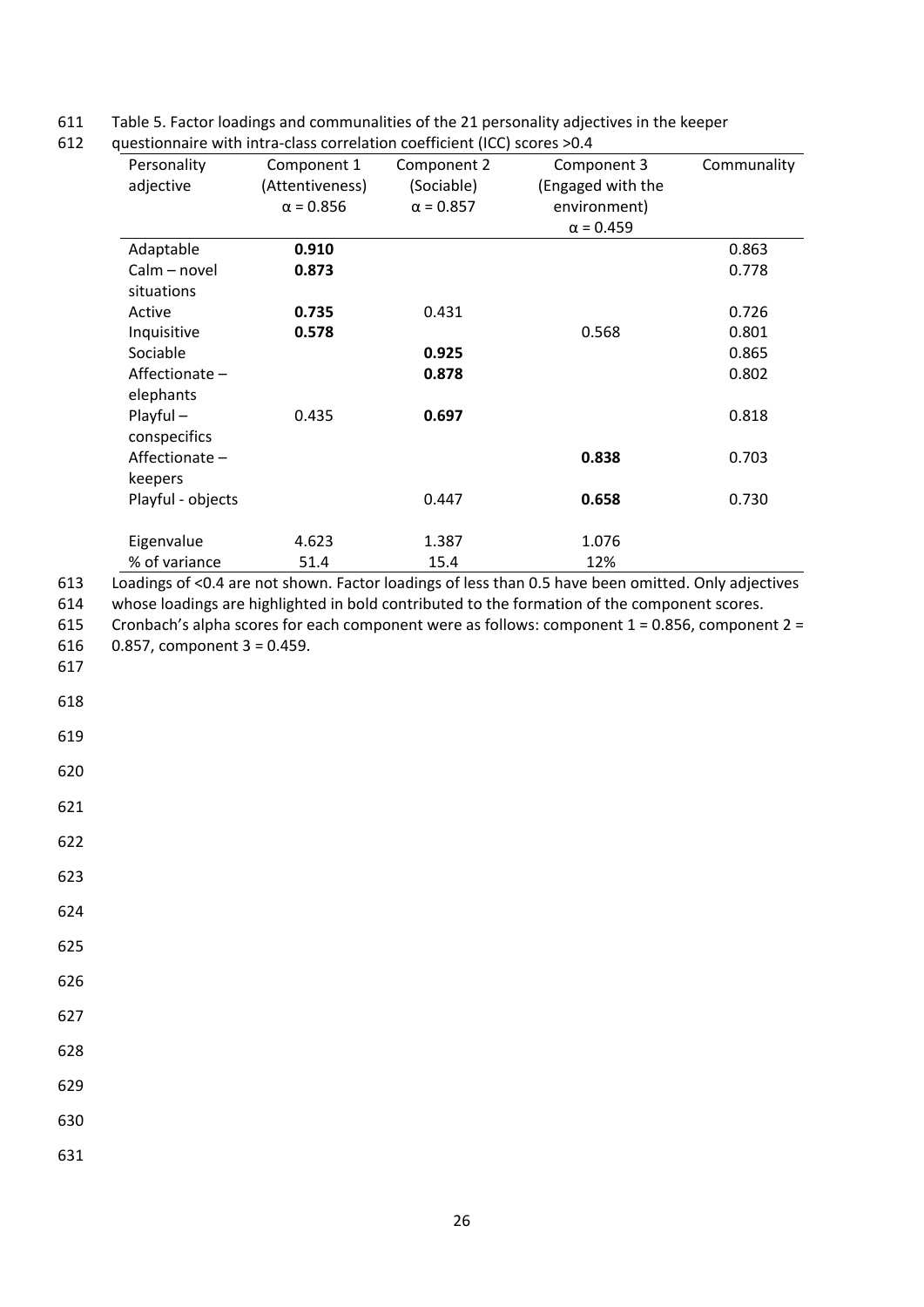Table 5. Factor loadings and communalities of the 21 personality adjectives in the keeper questionnaire with intra-class correlation coefficient (ICC) scores >0.4

| Personality adjective | Component 1 (Attentiveness) α = 0.856 | Component 2 (Sociable) α = 0.857 | Component 3 (Engaged with the environment) α = 0.459 | Communality |
|---|---|---|---|---|
| Adaptable | **0.910** | | | 0.863 |
| Calm – novel situations | **0.873** | | | 0.778 |
| Active | **0.735** | 0.431 | | 0.726 |
| Inquisitive | **0.578** | | 0.568 | 0.801 |
| Sociable | | **0.925** | | 0.865 |
| Affectionate – elephants | | **0.878** | | 0.802 |
| Playful – conspecifics | 0.435 | **0.697** | | 0.818 |
| Affectionate – keepers | | | **0.838** | 0.703 |
| Playful - objects | | 0.447 | **0.658** | 0.730 |
| Eigenvalue | 4.623 | 1.387 | 1.076 | |
| % of variance | 51.4 | 15.4 | 12% | |

Loadings of <0.4 are not shown. Factor loadings of less than 0.5 have been omitted. Only adjectives whose loadings are highlighted in bold contributed to the formation of the component scores. Cronbach's alpha scores for each component were as follows: component 1 = 0.856, component 2 = 0.857, component 3 = 0.459.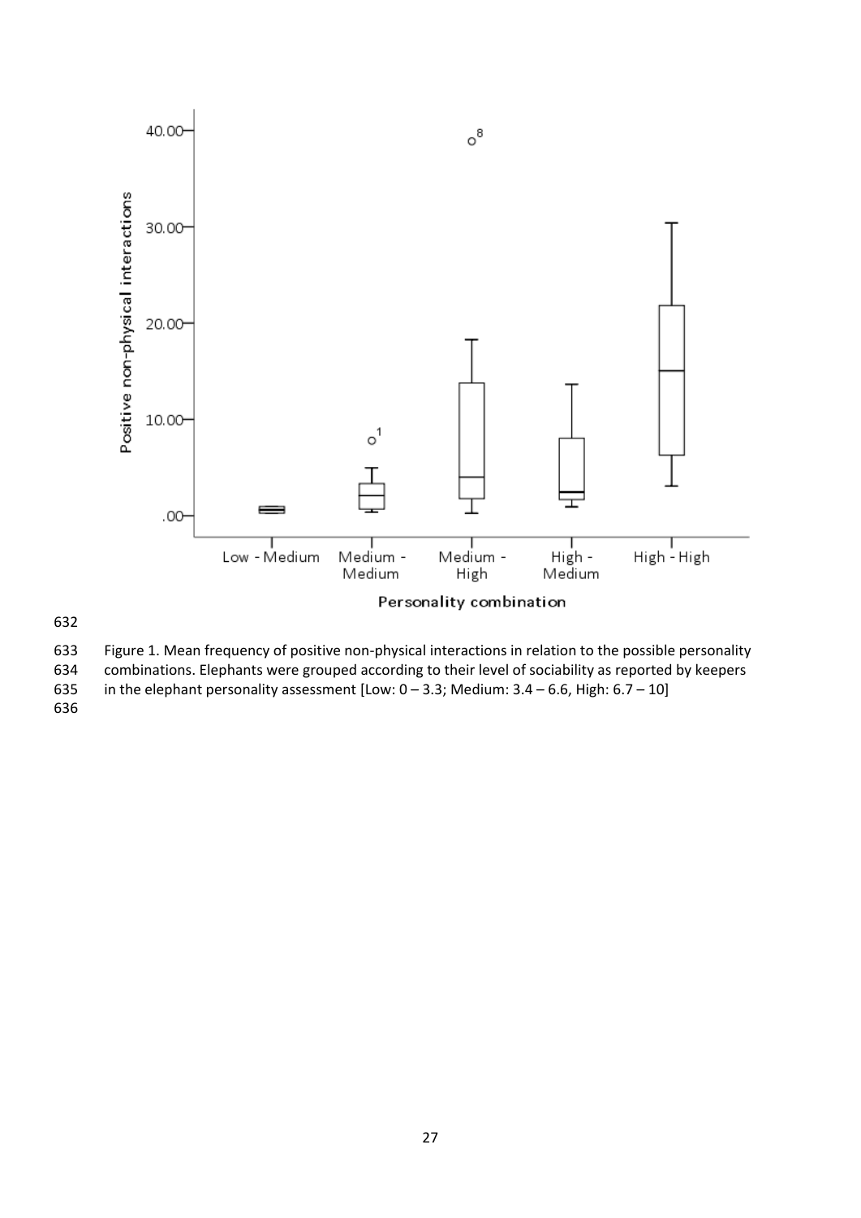Positive non-physical interactions

40.00
30.00
20.00
10.00
.00

8
1

Low - Medium
Medium - Medium
Medium - High
High - Medium
High - High

Personality combination

Figure 1. Mean frequency of positive non-physical interactions in relation to the possible personality combinations. Elephants were grouped according to their level of sociability as reported by keepers in the elephant personality assessment [Low: 0 – 3.3; Medium: 3.4 – 6.6, High: 6.7 – 10]